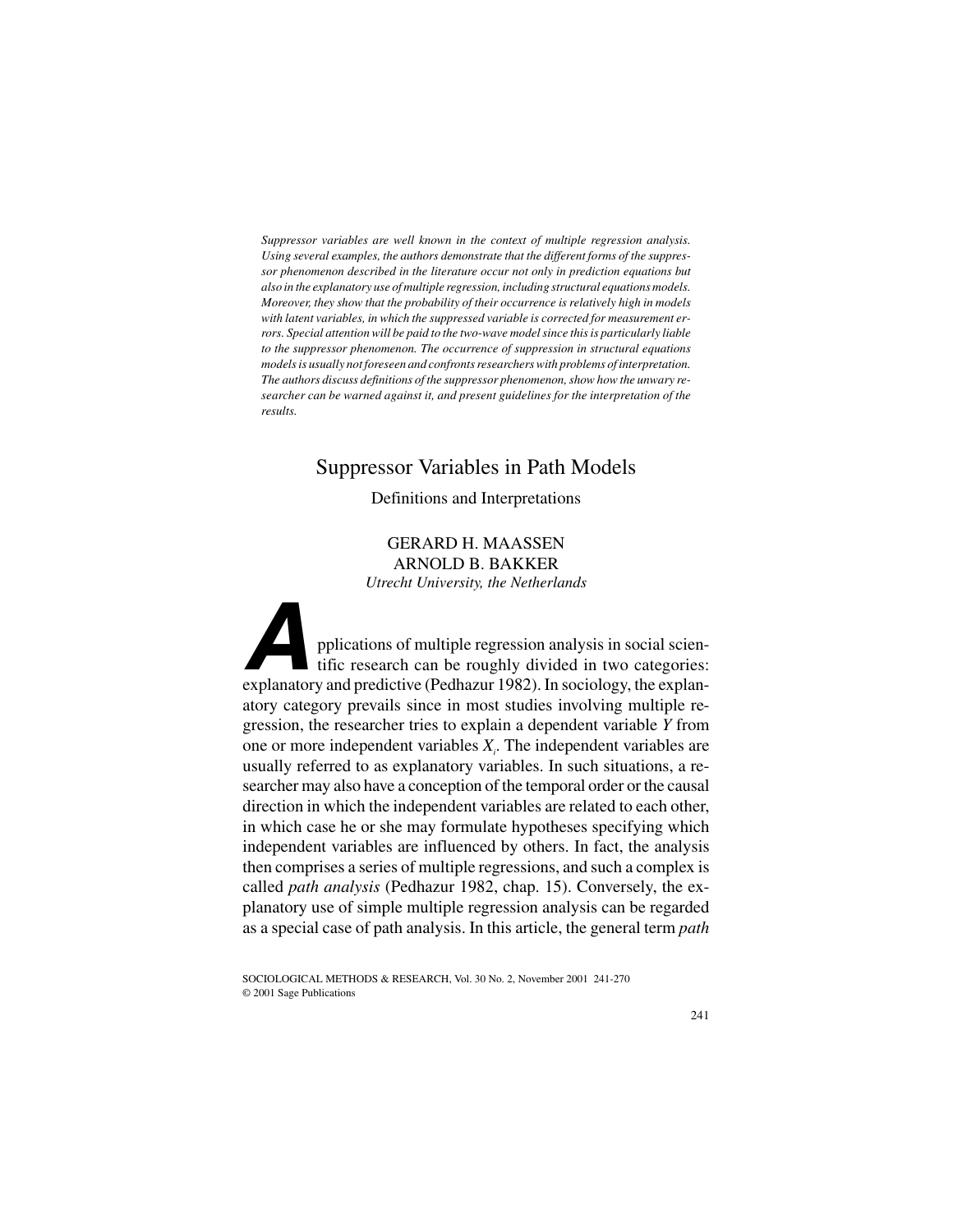*Suppressor variables are well known in the context of multiple regression analysis. Using several examples, the authors demonstrate that the different forms of the suppressor phenomenon described in the literature occur not only in prediction equations but also in the explanatory use of multiple regression, including structural equations models. Moreover, they show that the probability of their occurrence is relatively high in models with latent variables, in which the suppressed variable is corrected for measurement errors. Special attention will be paid to the two-wave model since this is particularly liable to the suppressor phenomenon. The occurrence of suppression in structural equations models is usually not foreseen and confronts researchers with problems of interpretation. The authors discuss definitions of the suppressor phenomenon, show how the unwary researcher can be warned against it, and present guidelines for the interpretation of the results.*

# Suppressor Variables in Path Models

## Definitions and Interpretations

GERARD H. MAASSEN
ARNOLD B. BAKKER
*Utrecht University, the Netherlands*

Applications of multiple regression analysis in social scientific research can be roughly divided in two categories: explanatory and predictive (Pedhazur 1982). In sociology, the explanatory category prevails since in most studies involving multiple regression, the researcher tries to explain a dependent variable $Y$ from one or more independent variables $X_i$. The independent variables are usually referred to as explanatory variables. In such situations, a researcher may also have a conception of the temporal order or the causal direction in which the independent variables are related to each other, in which case he or she may formulate hypotheses specifying which independent variables are influenced by others. In fact, the analysis then comprises a series of multiple regressions, and such a complex is called *path analysis* (Pedhazur 1982, chap. 15). Conversely, the explanatory use of simple multiple regression analysis can be regarded as a special case of path analysis. In this article, the general term *path*

SOCIOLOGICAL METHODS & RESEARCH, Vol. 30 No. 2, November 2001 241-270
© 2001 Sage Publications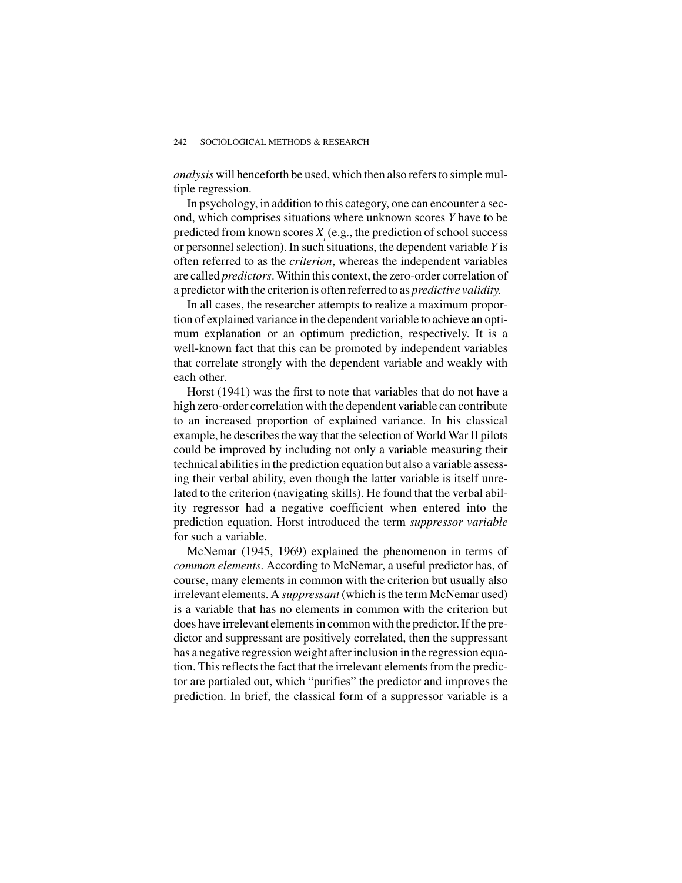*analysis* will henceforth be used, which then also refers to simple multiple regression.

In psychology, in addition to this category, one can encounter a second, which comprises situations where unknown scores $Y$ have to be predicted from known scores $X_i$ (e.g., the prediction of school success or personnel selection). In such situations, the dependent variable $Y$ is often referred to as the *criterion*, whereas the independent variables are called *predictors*. Within this context, the zero-order correlation of a predictor with the criterion is often referred to as *predictive validity.*

In all cases, the researcher attempts to realize a maximum proportion of explained variance in the dependent variable to achieve an optimum explanation or an optimum prediction, respectively. It is a well-known fact that this can be promoted by independent variables that correlate strongly with the dependent variable and weakly with each other.

Horst (1941) was the first to note that variables that do not have a high zero-order correlation with the dependent variable can contribute to an increased proportion of explained variance. In his classical example, he describes the way that the selection of World War II pilots could be improved by including not only a variable measuring their technical abilities in the prediction equation but also a variable assessing their verbal ability, even though the latter variable is itself unrelated to the criterion (navigating skills). He found that the verbal ability regressor had a negative coefficient when entered into the prediction equation. Horst introduced the term *suppressor variable* for such a variable.

McNemar (1945, 1969) explained the phenomenon in terms of *common elements*. According to McNemar, a useful predictor has, of course, many elements in common with the criterion but usually also irrelevant elements. A *suppressant* (which is the term McNemar used) is a variable that has no elements in common with the criterion but does have irrelevant elements in common with the predictor. If the predictor and suppressant are positively correlated, then the suppressant has a negative regression weight after inclusion in the regression equation. This reflects the fact that the irrelevant elements from the predictor are partialed out, which "purifies" the predictor and improves the prediction. In brief, the classical form of a suppressor variable is a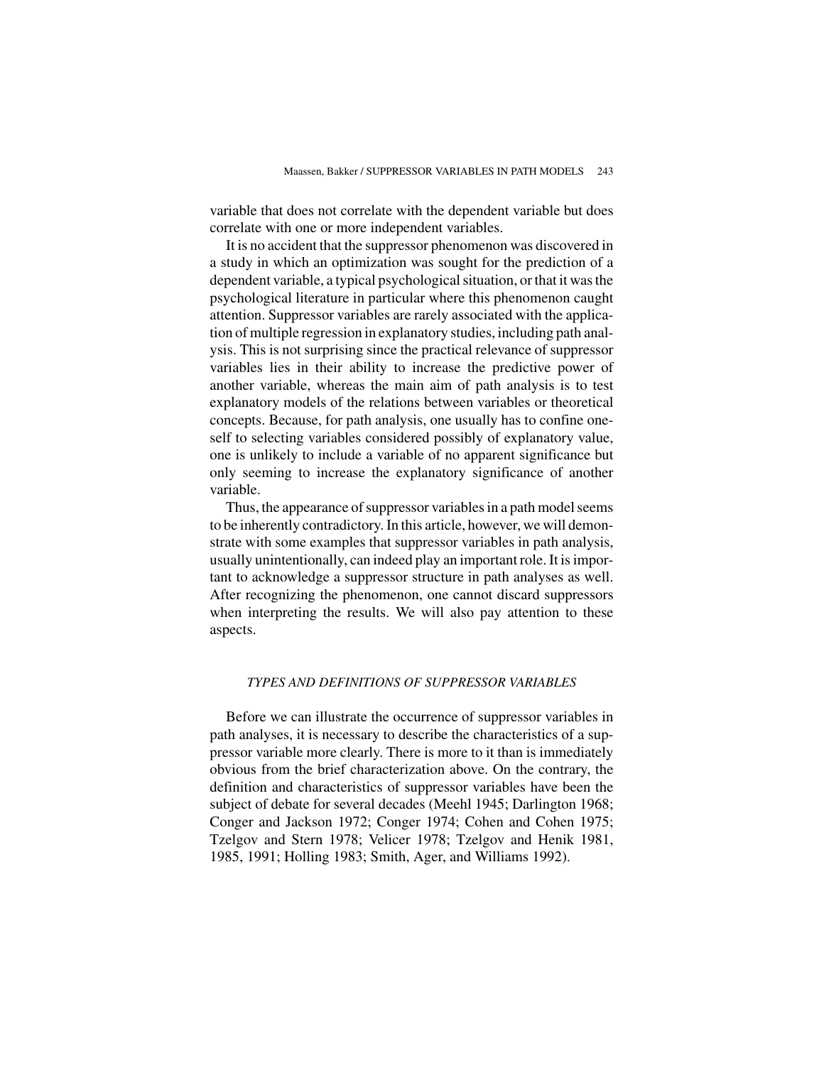variable that does not correlate with the dependent variable but does correlate with one or more independent variables.

It is no accident that the suppressor phenomenon was discovered in a study in which an optimization was sought for the prediction of a dependent variable, a typical psychological situation, or that it was the psychological literature in particular where this phenomenon caught attention. Suppressor variables are rarely associated with the application of multiple regression in explanatory studies, including path analysis. This is not surprising since the practical relevance of suppressor variables lies in their ability to increase the predictive power of another variable, whereas the main aim of path analysis is to test explanatory models of the relations between variables or theoretical concepts. Because, for path analysis, one usually has to confine oneself to selecting variables considered possibly of explanatory value, one is unlikely to include a variable of no apparent significance but only seeming to increase the explanatory significance of another variable.

Thus, the appearance of suppressor variables in a path model seems to be inherently contradictory. In this article, however, we will demonstrate with some examples that suppressor variables in path analysis, usually unintentionally, can indeed play an important role. It is important to acknowledge a suppressor structure in path analyses as well. After recognizing the phenomenon, one cannot discard suppressors when interpreting the results. We will also pay attention to these aspects.

## *TYPES AND DEFINITIONS OF SUPPRESSOR VARIABLES*

Before we can illustrate the occurrence of suppressor variables in path analyses, it is necessary to describe the characteristics of a suppressor variable more clearly. There is more to it than is immediately obvious from the brief characterization above. On the contrary, the definition and characteristics of suppressor variables have been the subject of debate for several decades (Meehl 1945; Darlington 1968; Conger and Jackson 1972; Conger 1974; Cohen and Cohen 1975; Tzelgov and Stern 1978; Velicer 1978; Tzelgov and Henik 1981, 1985, 1991; Holling 1983; Smith, Ager, and Williams 1992).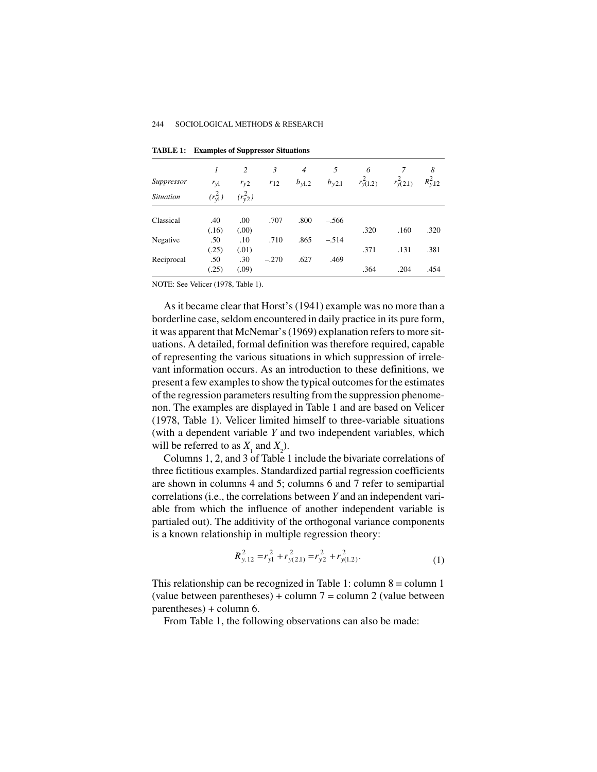**TABLE 1: Examples of Suppressor Situations**

| *Suppressor Situation* | *1* $r_{y1}$ ($r^2_{y1}$) | *2* $r_{y2}$ ($r^2_{y2}$) | *3* $r_{12}$ | *4* $b_{y1.2}$ | *5* $b_{y2.1}$ | *6* $r^2_{y(1.2)}$ | *7* $r^2_{y(2.1)}$ | *8* $R^2_{y.12}$ |
|---|---|---|---|---|---|---|---|---|
| Classical | .40 | .00 | .707 | .800 | −.566 | | | |
| | (.16) | (.00) | | | | .320 | .160 | .320 |
| Negative | .50 | .10 | .710 | .865 | −.514 | | | |
| | (.25) | (.01) | | | | .371 | .131 | .381 |
| Reciprocal | .50 | .30 | −.270 | .627 | .469 | | | |
| | (.25) | (.09) | | | | .364 | .204 | .454 |

NOTE: See Velicer (1978, Table 1).

As it became clear that Horst's (1941) example was no more than a borderline case, seldom encountered in daily practice in its pure form, it was apparent that McNemar's (1969) explanation refers to more situations. A detailed, formal definition was therefore required, capable of representing the various situations in which suppression of irrelevant information occurs. As an introduction to these definitions, we present a few examples to show the typical outcomes for the estimates of the regression parameters resulting from the suppression phenomenon. The examples are displayed in Table 1 and are based on Velicer (1978, Table 1). Velicer limited himself to three-variable situations (with a dependent variable $Y$ and two independent variables, which will be referred to as $X_1$ and $X_2$).

Columns 1, 2, and 3 of Table 1 include the bivariate correlations of three fictitious examples. Standardized partial regression coefficients are shown in columns 4 and 5; columns 6 and 7 refer to semipartial correlations (i.e., the correlations between $Y$ and an independent variable from which the influence of another independent variable is partialed out). The additivity of the orthogonal variance components is a known relationship in multiple regression theory:

$$R^2_{y.12} = r^2_{y1} + r^2_{y(2.1)} = r^2_{y2} + r^2_{y(1.2)}. \tag{1}$$

This relationship can be recognized in Table 1: column 8 = column 1 (value between parentheses) + column 7 = column 2 (value between parentheses) + column 6.

From Table 1, the following observations can also be made: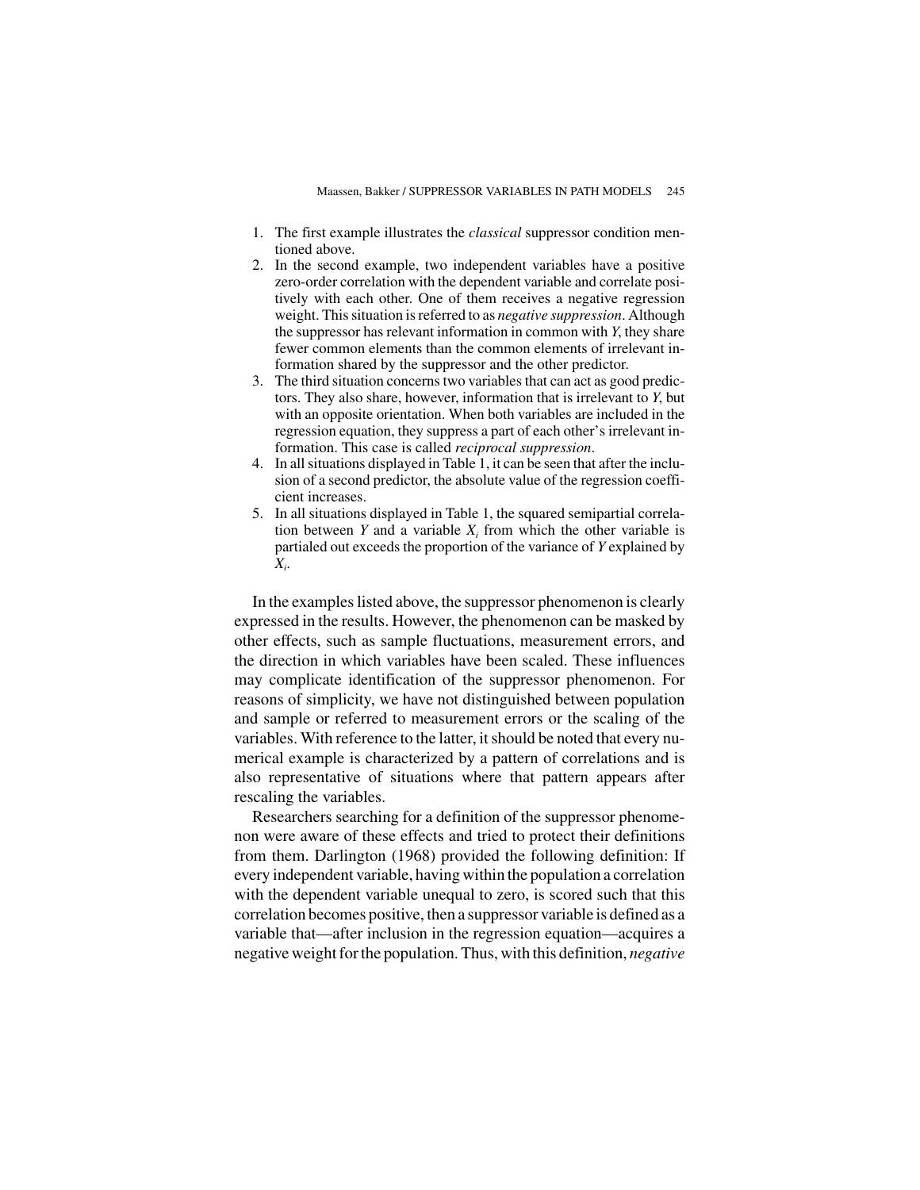1. The first example illustrates the *classical* suppressor condition mentioned above.
2. In the second example, two independent variables have a positive zero-order correlation with the dependent variable and correlate positively with each other. One of them receives a negative regression weight. This situation is referred to as *negative suppression*. Although the suppressor has relevant information in common with $Y$, they share fewer common elements than the common elements of irrelevant information shared by the suppressor and the other predictor.
3. The third situation concerns two variables that can act as good predictors. They also share, however, information that is irrelevant to $Y$, but with an opposite orientation. When both variables are included in the regression equation, they suppress a part of each other's irrelevant information. This case is called *reciprocal suppression*.
4. In all situations displayed in Table 1, it can be seen that after the inclusion of a second predictor, the absolute value of the regression coefficient increases.
5. In all situations displayed in Table 1, the squared semipartial correlation between $Y$ and a variable $X_i$ from which the other variable is partialed out exceeds the proportion of the variance of $Y$ explained by $X_i$.

In the examples listed above, the suppressor phenomenon is clearly expressed in the results. However, the phenomenon can be masked by other effects, such as sample fluctuations, measurement errors, and the direction in which variables have been scaled. These influences may complicate identification of the suppressor phenomenon. For reasons of simplicity, we have not distinguished between population and sample or referred to measurement errors or the scaling of the variables. With reference to the latter, it should be noted that every numerical example is characterized by a pattern of correlations and is also representative of situations where that pattern appears after rescaling the variables.

Researchers searching for a definition of the suppressor phenomenon were aware of these effects and tried to protect their definitions from them. Darlington (1968) provided the following definition: If every independent variable, having within the population a correlation with the dependent variable unequal to zero, is scored such that this correlation becomes positive, then a suppressor variable is defined as a variable that—after inclusion in the regression equation—acquires a negative weight for the population. Thus, with this definition, *negative*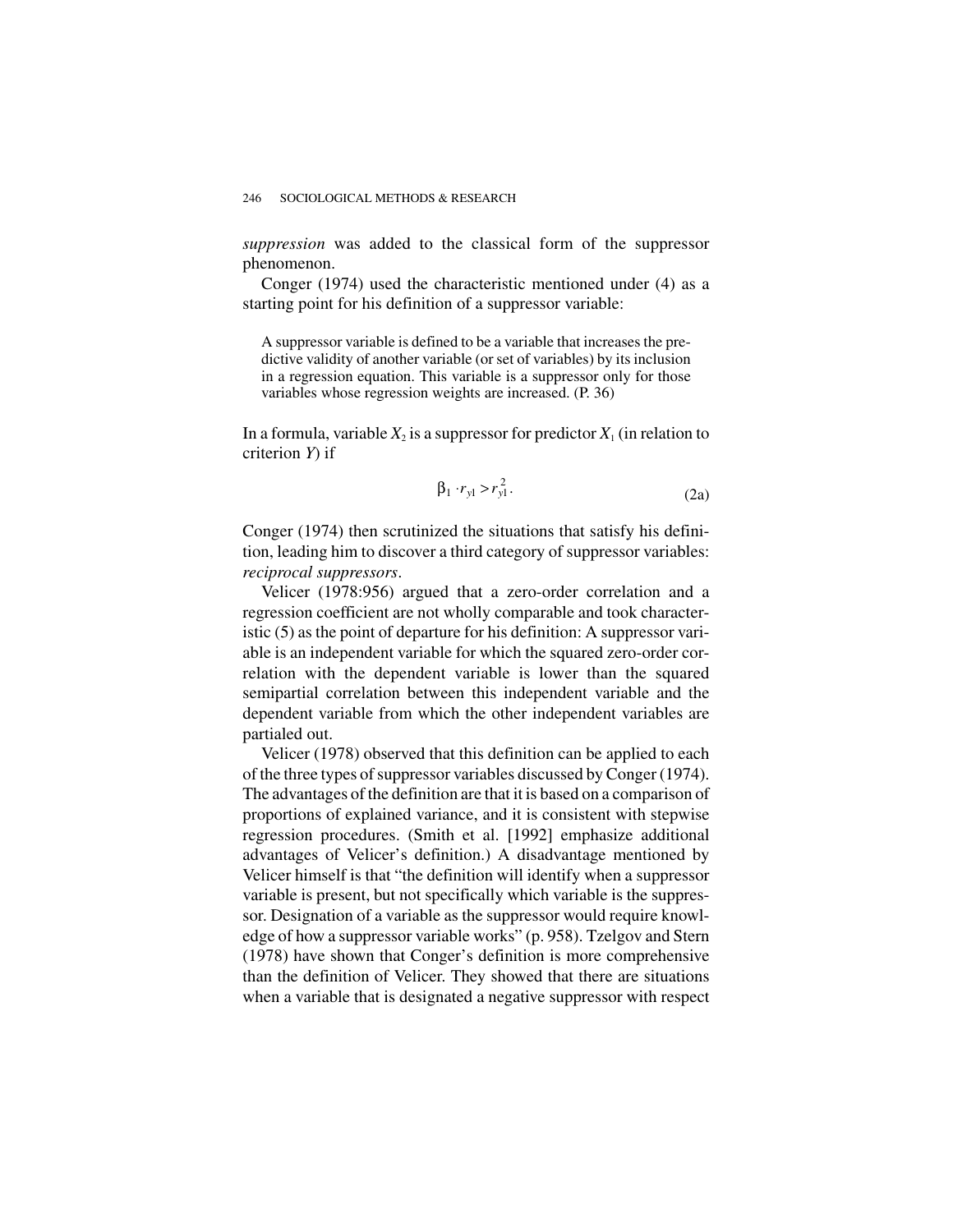*suppression* was added to the classical form of the suppressor phenomenon.

Conger (1974) used the characteristic mentioned under (4) as a starting point for his definition of a suppressor variable:

> A suppressor variable is defined to be a variable that increases the predictive validity of another variable (or set of variables) by its inclusion in a regression equation. This variable is a suppressor only for those variables whose regression weights are increased. (P. 36)

In a formula, variable $X_2$ is a suppressor for predictor $X_1$ (in relation to criterion $Y$) if

$$\beta_1 \cdot r_{y1} > r_{y1}^2. \tag{2a}$$

Conger (1974) then scrutinized the situations that satisfy his definition, leading him to discover a third category of suppressor variables: *reciprocal suppressors*.

Velicer (1978:956) argued that a zero-order correlation and a regression coefficient are not wholly comparable and took characteristic (5) as the point of departure for his definition: A suppressor variable is an independent variable for which the squared zero-order correlation with the dependent variable is lower than the squared semipartial correlation between this independent variable and the dependent variable from which the other independent variables are partialed out.

Velicer (1978) observed that this definition can be applied to each of the three types of suppressor variables discussed by Conger (1974). The advantages of the definition are that it is based on a comparison of proportions of explained variance, and it is consistent with stepwise regression procedures. (Smith et al. [1992] emphasize additional advantages of Velicer's definition.) A disadvantage mentioned by Velicer himself is that "the definition will identify when a suppressor variable is present, but not specifically which variable is the suppressor. Designation of a variable as the suppressor would require knowledge of how a suppressor variable works" (p. 958). Tzelgov and Stern (1978) have shown that Conger's definition is more comprehensive than the definition of Velicer. They showed that there are situations when a variable that is designated a negative suppressor with respect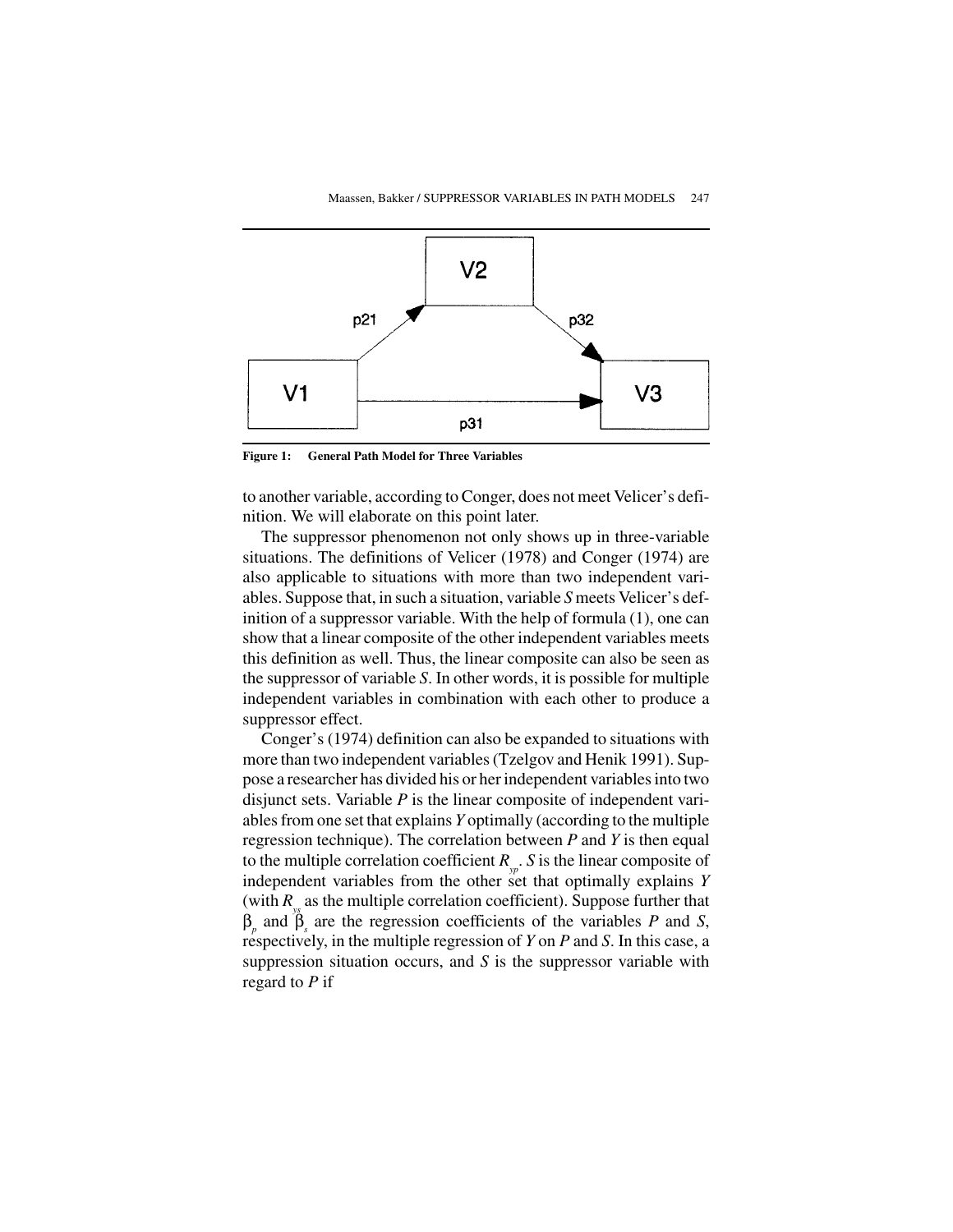Figure 1: General Path Model for Three Variables

to another variable, according to Conger, does not meet Velicer's definition. We will elaborate on this point later.

The suppressor phenomenon not only shows up in three-variable situations. The definitions of Velicer (1978) and Conger (1974) are also applicable to situations with more than two independent variables. Suppose that, in such a situation, variable *S* meets Velicer's definition of a suppressor variable. With the help of formula (1), one can show that a linear composite of the other independent variables meets this definition as well. Thus, the linear composite can also be seen as the suppressor of variable *S*. In other words, it is possible for multiple independent variables in combination with each other to produce a suppressor effect.

Conger's (1974) definition can also be expanded to situations with more than two independent variables (Tzelgov and Henik 1991). Suppose a researcher has divided his or her independent variables into two disjunct sets. Variable *P* is the linear composite of independent variables from one set that explains *Y* optimally (according to the multiple regression technique). The correlation between *P* and *Y* is then equal to the multiple correlation coefficient $R_{yp}$. *S* is the linear composite of independent variables from the other set that optimally explains *Y* (with $R_{ys}$ as the multiple correlation coefficient). Suppose further that $\beta_p$ and $\beta_s$ are the regression coefficients of the variables *P* and *S*, respectively, in the multiple regression of *Y* on *P* and *S*. In this case, a suppression situation occurs, and *S* is the suppressor variable with regard to *P* if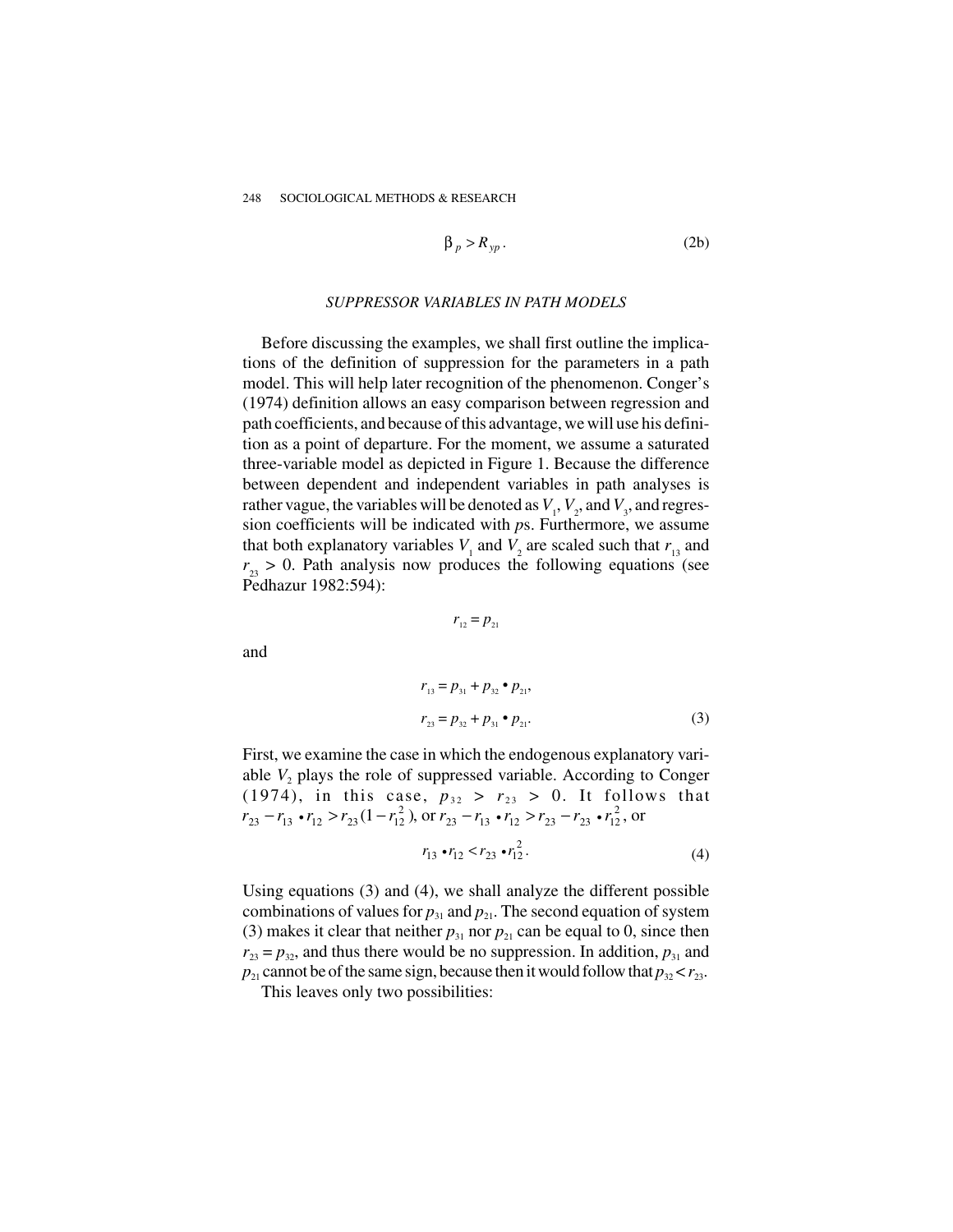$$\beta_p > R_{yp}. \tag{2b}$$

### *SUPPRESSOR VARIABLES IN PATH MODELS*

Before discussing the examples, we shall first outline the implications of the definition of suppression for the parameters in a path model. This will help later recognition of the phenomenon. Conger's (1974) definition allows an easy comparison between regression and path coefficients, and because of this advantage, we will use his definition as a point of departure. For the moment, we assume a saturated three-variable model as depicted in Figure 1. Because the difference between dependent and independent variables in path analyses is rather vague, the variables will be denoted as $V_1$, $V_2$, and $V_3$, and regression coefficients will be indicated with *p*s. Furthermore, we assume that both explanatory variables $V_1$ and $V_2$ are scaled such that $r_{13}$ and $r_{23} > 0$. Path analysis now produces the following equations (see Pedhazur 1982:594):

$$r_{12} = p_{21}$$

and

$$r_{13} = p_{31} + p_{32} \bullet p_{21},$$

$$r_{23} = p_{32} + p_{31} \bullet p_{21}. \tag{3}$$

First, we examine the case in which the endogenous explanatory variable $V_2$ plays the role of suppressed variable. According to Conger (1974), in this case, $p_{32} > r_{23} > 0$. It follows that $r_{23} - r_{13} \bullet r_{12} > r_{23}(1 - r_{12}^2)$, or $r_{23} - r_{13} \bullet r_{12} > r_{23} - r_{23} \bullet r_{12}^2$, or

$$r_{13} \bullet r_{12} < r_{23} \bullet r_{12}^2. \tag{4}$$

Using equations (3) and (4), we shall analyze the different possible combinations of values for $p_{31}$ and $p_{21}$. The second equation of system (3) makes it clear that neither $p_{31}$ nor $p_{21}$ can be equal to 0, since then $r_{23} = p_{32}$, and thus there would be no suppression. In addition, $p_{31}$ and $p_{21}$ cannot be of the same sign, because then it would follow that $p_{32} < r_{23}$.

This leaves only two possibilities: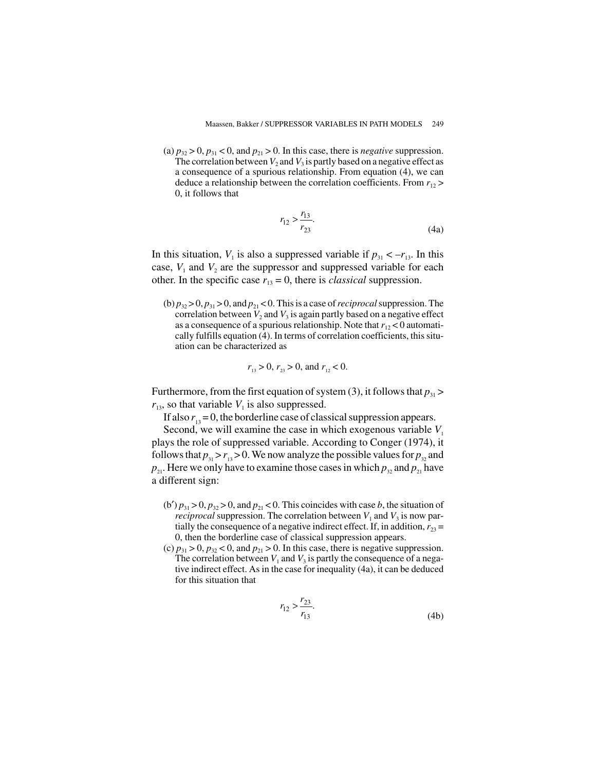(a) $p_{32} > 0$, $p_{31} < 0$, and $p_{21} > 0$. In this case, there is *negative* suppression. The correlation between $V_2$ and $V_3$ is partly based on a negative effect as a consequence of a spurious relationship. From equation (4), we can deduce a relationship between the correlation coefficients. From $r_{12} > 0$, it follows that

$$r_{12} > \frac{r_{13}}{r_{23}}. \tag{4a}$$

In this situation, $V_1$ is also a suppressed variable if $p_{31} < -r_{13}$. In this case, $V_1$ and $V_2$ are the suppressor and suppressed variable for each other. In the specific case $r_{13} = 0$, there is *classical* suppression.

(b) $p_{32} > 0$, $p_{31} > 0$, and $p_{21} < 0$. This is a case of *reciprocal* suppression. The correlation between $V_2$ and $V_3$ is again partly based on a negative effect as a consequence of a spurious relationship. Note that $r_{12} < 0$ automatically fulfills equation (4). In terms of correlation coefficients, this situation can be characterized as

$$r_{13} > 0,\ r_{23} > 0, \text{ and } r_{12} < 0.$$

Furthermore, from the first equation of system (3), it follows that $p_{31} > r_{13}$, so that variable $V_1$ is also suppressed.

If also $r_{13} = 0$, the borderline case of classical suppression appears.

Second, we will examine the case in which exogenous variable $V_1$ plays the role of suppressed variable. According to Conger (1974), it follows that $p_{31} > r_{13} > 0$. We now analyze the possible values for $p_{32}$ and $p_{21}$. Here we only have to examine those cases in which $p_{32}$ and $p_{21}$ have a different sign:

(b′) $p_{31} > 0$, $p_{32} > 0$, and $p_{21} < 0$. This coincides with case *b*, the situation of *reciprocal* suppression. The correlation between $V_1$ and $V_3$ is now partially the consequence of a negative indirect effect. If, in addition, $r_{23} = 0$, then the borderline case of classical suppression appears.

(c) $p_{31} > 0$, $p_{32} < 0$, and $p_{21} > 0$. In this case, there is negative suppression. The correlation between $V_1$ and $V_3$ is partly the consequence of a negative indirect effect. As in the case for inequality (4a), it can be deduced for this situation that

$$r_{12} > \frac{r_{23}}{r_{13}}. \tag{4b}$$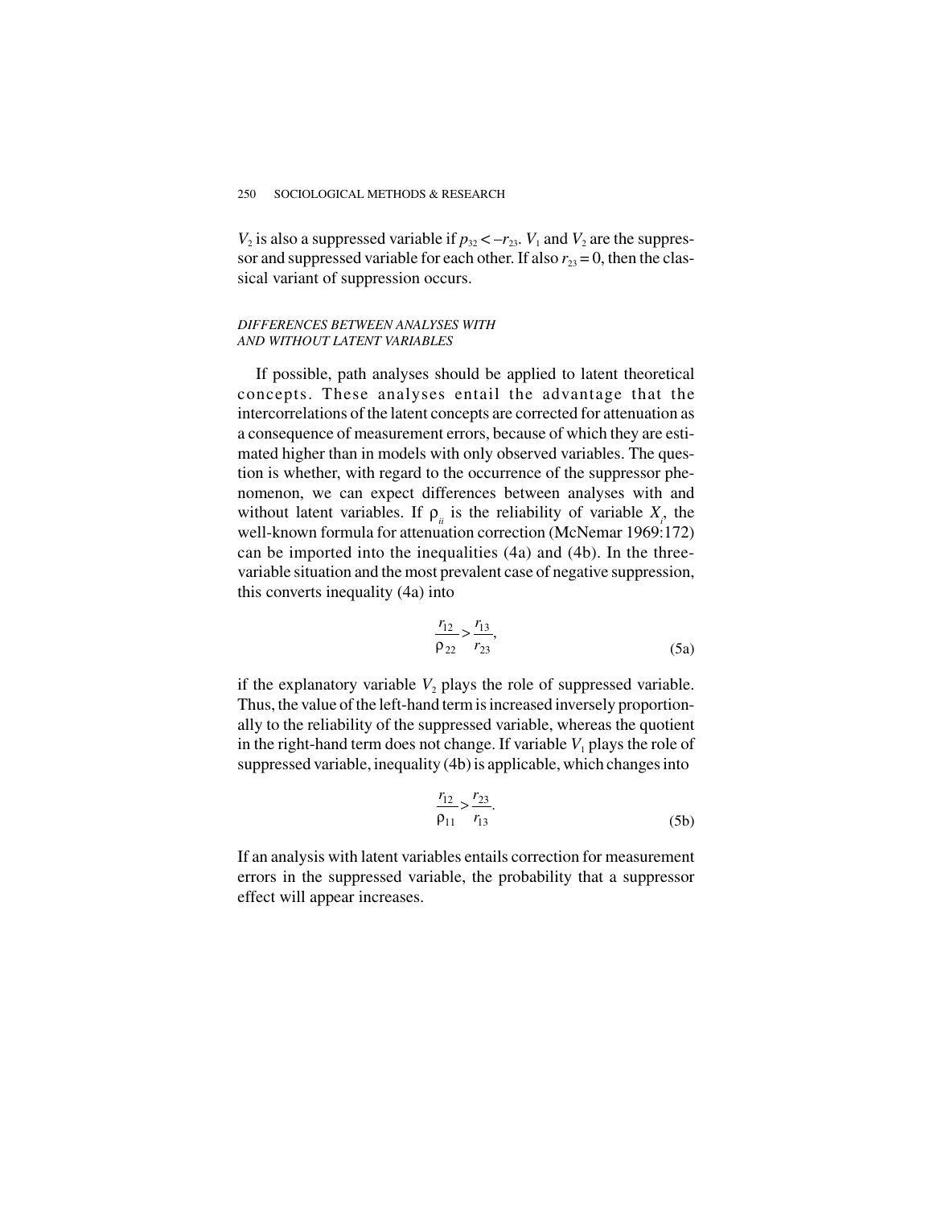$V_2$ is also a suppressed variable if $p_{32} < -r_{23}$. $V_1$ and $V_2$ are the suppressor and suppressed variable for each other. If also $r_{23} = 0$, then the classical variant of suppression occurs.

### *DIFFERENCES BETWEEN ANALYSES WITH AND WITHOUT LATENT VARIABLES*

If possible, path analyses should be applied to latent theoretical concepts. These analyses entail the advantage that the intercorrelations of the latent concepts are corrected for attenuation as a consequence of measurement errors, because of which they are estimated higher than in models with only observed variables. The question is whether, with regard to the occurrence of the suppressor phenomenon, we can expect differences between analyses with and without latent variables. If $\rho_{ii}$ is the reliability of variable $X_i$, the well-known formula for attenuation correction (McNemar 1969:172) can be imported into the inequalities (4a) and (4b). In the three-variable situation and the most prevalent case of negative suppression, this converts inequality (4a) into

$$\frac{r_{12}}{\rho_{22}} > \frac{r_{13}}{r_{23}}, \tag{5a}$$

if the explanatory variable $V_2$ plays the role of suppressed variable. Thus, the value of the left-hand term is increased inversely proportionally to the reliability of the suppressed variable, whereas the quotient in the right-hand term does not change. If variable $V_1$ plays the role of suppressed variable, inequality (4b) is applicable, which changes into

$$\frac{r_{12}}{\rho_{11}} > \frac{r_{23}}{r_{13}}. \tag{5b}$$

If an analysis with latent variables entails correction for measurement errors in the suppressed variable, the probability that a suppressor effect will appear increases.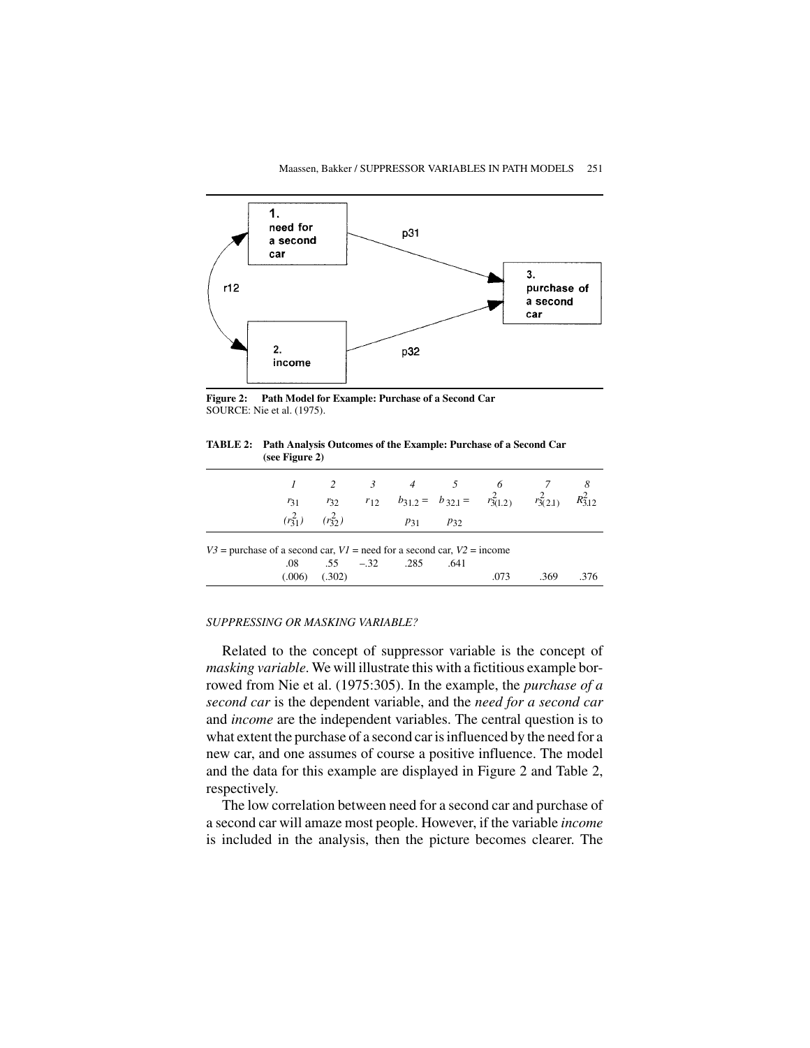Figure 2: Path Model for Example: Purchase of a Second Car
SOURCE: Nie et al. (1975).

**TABLE 2: Path Analysis Outcomes of the Example: Purchase of a Second Car (see Figure 2)**

| | *1* | *2* | *3* | *4* | *5* | *6* | *7* | *8* |
|---|---|---|---|---|---|---|---|---|
| | $r_{31}$ ($r^2_{31}$) | $r_{32}$ ($r^2_{32}$) | $r_{12}$ | $b_{31.2} =$ $p_{31}$ | $b_{32.1} =$ $p_{32}$ | $r^2_{3(1.2)}$ | $r^2_{3(2.1)}$ | $R^2_{3.12}$ |
| *V3* = purchase of a second car, *V1* = need for a second car, *V2* = income | | | | | | | | |
| | .08 | .55 | –.32 | .285 | .641 | | | |
| | (.006) | (.302) | | | | .073 | .369 | .376 |

*SUPPRESSING OR MASKING VARIABLE?*

Related to the concept of suppressor variable is the concept of *masking variable*. We will illustrate this with a fictitious example borrowed from Nie et al. (1975:305). In the example, the *purchase of a second car* is the dependent variable, and the *need for a second car* and *income* are the independent variables. The central question is to what extent the purchase of a second car is influenced by the need for a new car, and one assumes of course a positive influence. The model and the data for this example are displayed in Figure 2 and Table 2, respectively.

The low correlation between need for a second car and purchase of a second car will amaze most people. However, if the variable *income* is included in the analysis, then the picture becomes clearer. The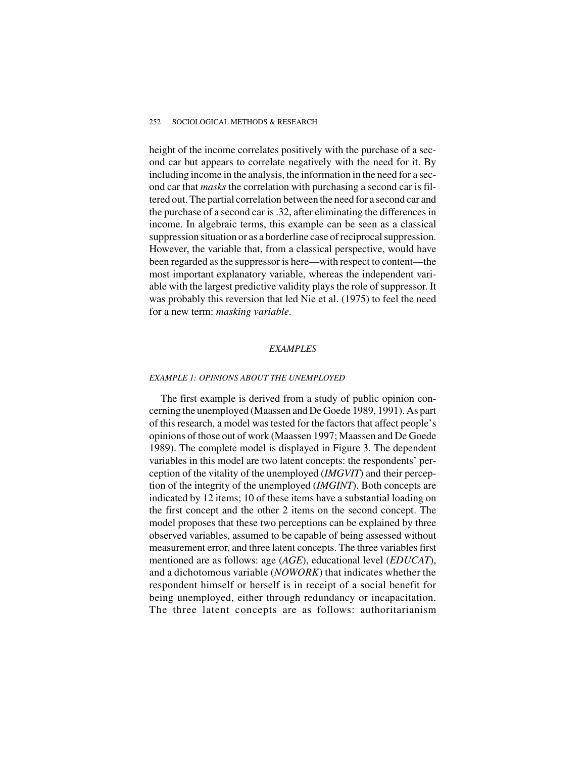height of the income correlates positively with the purchase of a second car but appears to correlate negatively with the need for it. By including income in the analysis, the information in the need for a second car that *masks* the correlation with purchasing a second car is filtered out. The partial correlation between the need for a second car and the purchase of a second car is .32, after eliminating the differences in income. In algebraic terms, this example can be seen as a classical suppression situation or as a borderline case of reciprocal suppression. However, the variable that, from a classical perspective, would have been regarded as the suppressor is here—with respect to content—the most important explanatory variable, whereas the independent variable with the largest predictive validity plays the role of suppressor. It was probably this reversion that led Nie et al. (1975) to feel the need for a new term: *masking variable*.

## *EXAMPLES*

### *EXAMPLE 1: OPINIONS ABOUT THE UNEMPLOYED*

The first example is derived from a study of public opinion concerning the unemployed (Maassen and De Goede 1989, 1991). As part of this research, a model was tested for the factors that affect people's opinions of those out of work (Maassen 1997; Maassen and De Goede 1989). The complete model is displayed in Figure 3. The dependent variables in this model are two latent concepts: the respondents' perception of the vitality of the unemployed (*IMGVIT*) and their perception of the integrity of the unemployed (*IMGINT*). Both concepts are indicated by 12 items; 10 of these items have a substantial loading on the first concept and the other 2 items on the second concept. The model proposes that these two perceptions can be explained by three observed variables, assumed to be capable of being assessed without measurement error, and three latent concepts. The three variables first mentioned are as follows: age (*AGE*), educational level (*EDUCAT*), and a dichotomous variable (*NOWORK*) that indicates whether the respondent himself or herself is in receipt of a social benefit for being unemployed, either through redundancy or incapacitation. The three latent concepts are as follows: authoritarianism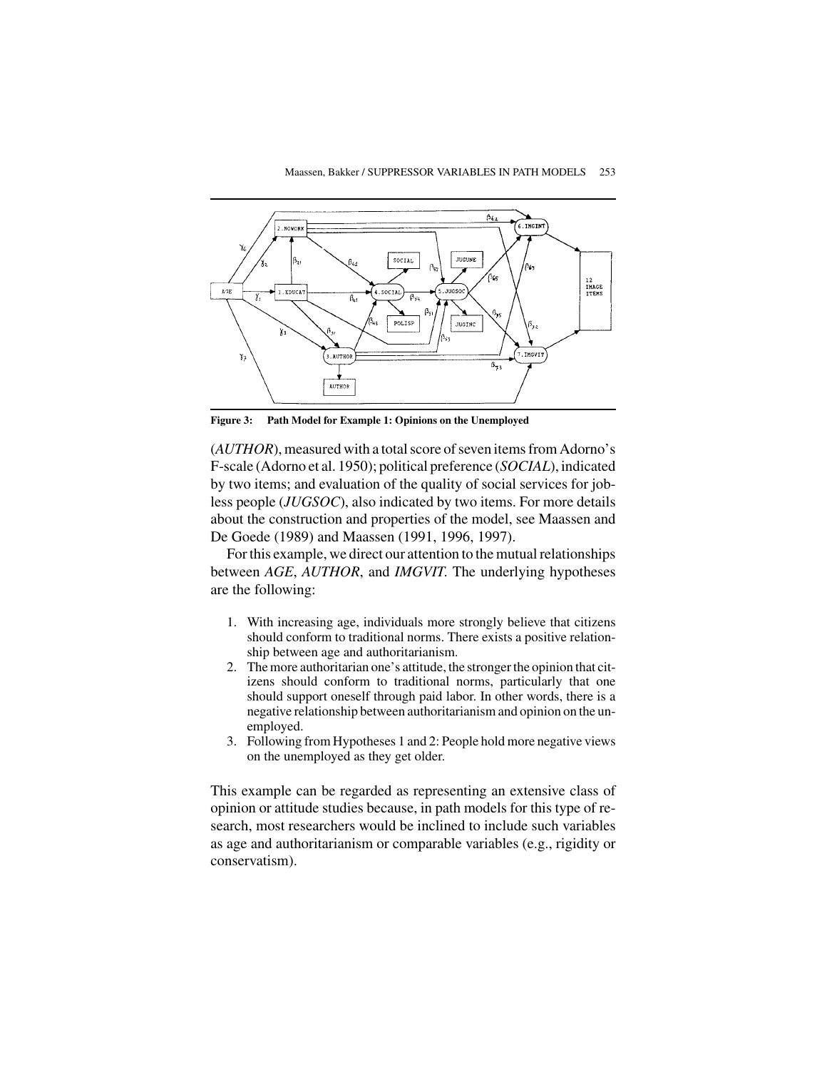**Figure 3: Path Model for Example 1: Opinions on the Unemployed**

(*AUTHOR*), measured with a total score of seven items from Adorno's F-scale (Adorno et al. 1950); political preference (*SOCIAL*), indicated by two items; and evaluation of the quality of social services for jobless people (*JUGSOC*), also indicated by two items. For more details about the construction and properties of the model, see Maassen and De Goede (1989) and Maassen (1991, 1996, 1997).

For this example, we direct our attention to the mutual relationships between *AGE*, *AUTHOR*, and *IMGVIT*. The underlying hypotheses are the following:

1. With increasing age, individuals more strongly believe that citizens should conform to traditional norms. There exists a positive relationship between age and authoritarianism.
2. The more authoritarian one's attitude, the stronger the opinion that citizens should conform to traditional norms, particularly that one should support oneself through paid labor. In other words, there is a negative relationship between authoritarianism and opinion on the unemployed.
3. Following from Hypotheses 1 and 2: People hold more negative views on the unemployed as they get older.

This example can be regarded as representing an extensive class of opinion or attitude studies because, in path models for this type of research, most researchers would be inclined to include such variables as age and authoritarianism or comparable variables (e.g., rigidity or conservatism).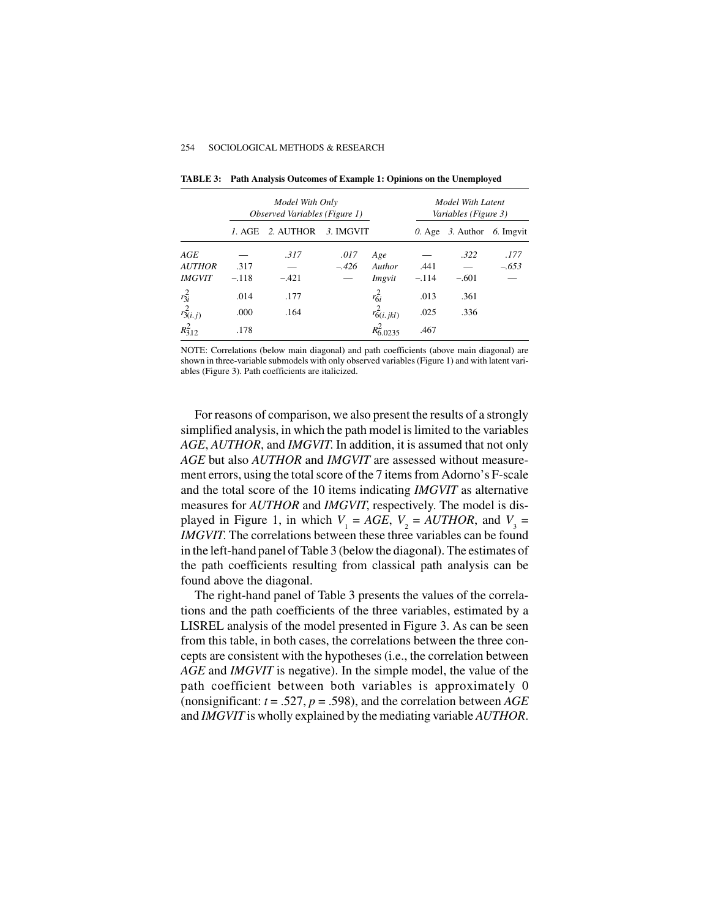**TABLE 3: Path Analysis Outcomes of Example 1: Opinions on the Unemployed**

| | Model With Only Observed Variables (Figure 1) | | | | Model With Latent Variables (Figure 3) | | |
|---|---|---|---|---|---|---|---|
| | *1.* AGE | 2. AUTHOR | *3.* IMGVIT | | *0.* Age | *3.* Author | *6.* Imgvit |
| *AGE* | — | *.317* | *.017* | *Age* | — | *.322* | *.177* |
| *AUTHOR* | .317 | — | *–.426* | *Author* | .441 | — | *–.653* |
| *IMGVIT* | –.118 | –.421 | — | *Imgvit* | –.114 | –.601 | — |
| $r^2_{3i}$ | .014 | .177 | | $r^2_{6i}$ | .013 | .361 | |
| $r^2_{3(i.j)}$ | .000 | .164 | | $r^2_{6(i.jkl)}$ | .025 | .336 | |
| $R^2_{3.12}$ | .178 | | | $R^2_{6.0235}$ | .467 | | |

NOTE: Correlations (below main diagonal) and path coefficients (above main diagonal) are shown in three-variable submodels with only observed variables (Figure 1) and with latent variables (Figure 3). Path coefficients are italicized.

For reasons of comparison, we also present the results of a strongly simplified analysis, in which the path model is limited to the variables *AGE*, *AUTHOR*, and *IMGVIT*. In addition, it is assumed that not only *AGE* but also *AUTHOR* and *IMGVIT* are assessed without measurement errors, using the total score of the 7 items from Adorno's F-scale and the total score of the 10 items indicating *IMGVIT* as alternative measures for *AUTHOR* and *IMGVIT*, respectively. The model is displayed in Figure 1, in which $V_1$ = *AGE*, $V_2$ = *AUTHOR*, and $V_3$ = *IMGVIT*. The correlations between these three variables can be found in the left-hand panel of Table 3 (below the diagonal). The estimates of the path coefficients resulting from classical path analysis can be found above the diagonal.

The right-hand panel of Table 3 presents the values of the correlations and the path coefficients of the three variables, estimated by a LISREL analysis of the model presented in Figure 3. As can be seen from this table, in both cases, the correlations between the three concepts are consistent with the hypotheses (i.e., the correlation between *AGE* and *IMGVIT* is negative). In the simple model, the value of the path coefficient between both variables is approximately 0 (nonsignificant: $t = .527$, $p = .598$), and the correlation between *AGE* and *IMGVIT* is wholly explained by the mediating variable *AUTHOR*.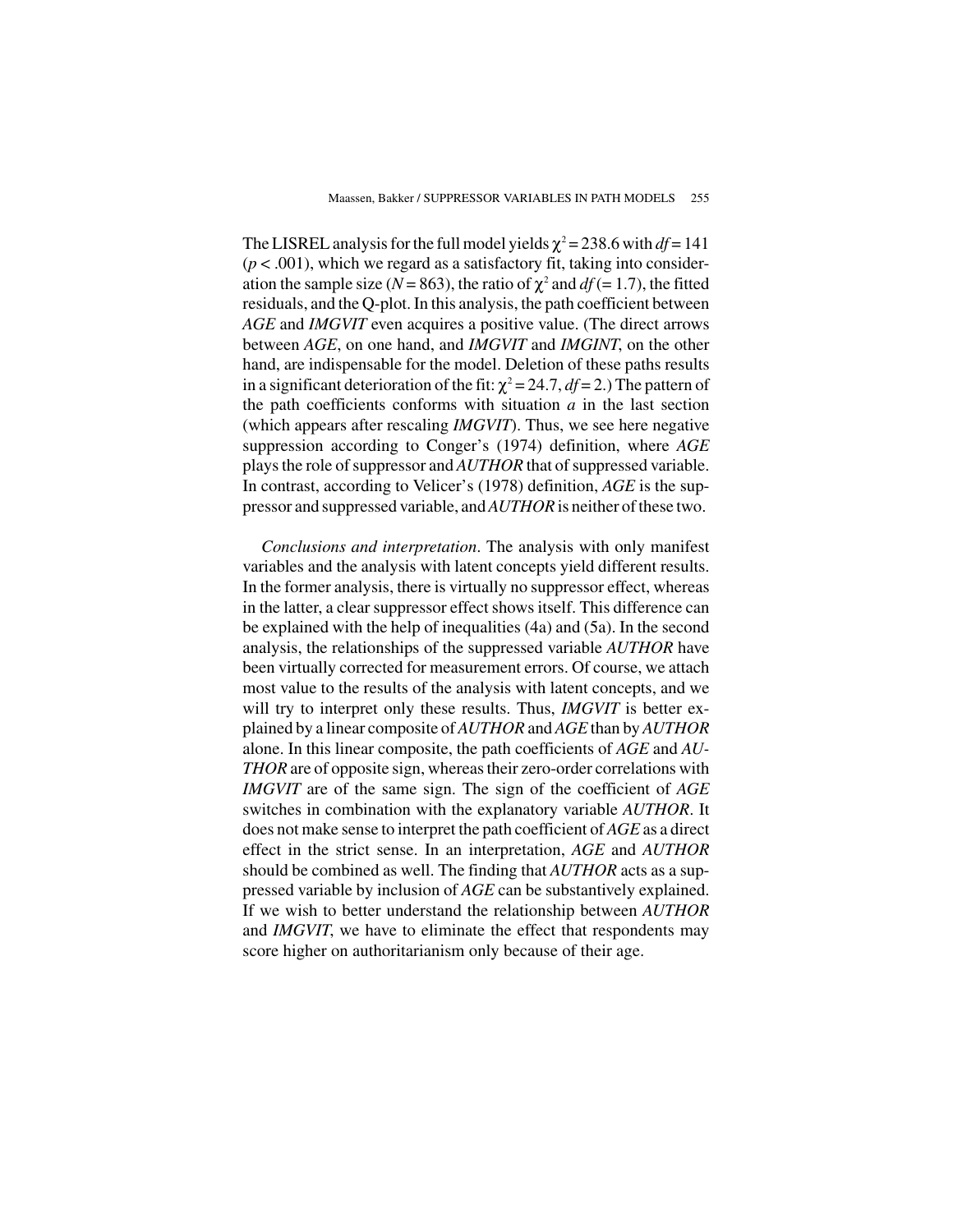The LISREL analysis for the full model yields $\chi^2 = 238.6$ with $df = 141$ ($p < .001$), which we regard as a satisfactory fit, taking into consideration the sample size ($N = 863$), the ratio of $\chi^2$ and $df$ (= 1.7), the fitted residuals, and the Q-plot. In this analysis, the path coefficient between *AGE* and *IMGVIT* even acquires a positive value. (The direct arrows between *AGE*, on one hand, and *IMGVIT* and *IMGINT*, on the other hand, are indispensable for the model. Deletion of these paths results in a significant deterioration of the fit: $\chi^2 = 24.7$, $df = 2$.) The pattern of the path coefficients conforms with situation *a* in the last section (which appears after rescaling *IMGVIT*). Thus, we see here negative suppression according to Conger's (1974) definition, where *AGE* plays the role of suppressor and *AUTHOR* that of suppressed variable. In contrast, according to Velicer's (1978) definition, *AGE* is the suppressor and suppressed variable, and *AUTHOR* is neither of these two.

*Conclusions and interpretation*. The analysis with only manifest variables and the analysis with latent concepts yield different results. In the former analysis, there is virtually no suppressor effect, whereas in the latter, a clear suppressor effect shows itself. This difference can be explained with the help of inequalities (4a) and (5a). In the second analysis, the relationships of the suppressed variable *AUTHOR* have been virtually corrected for measurement errors. Of course, we attach most value to the results of the analysis with latent concepts, and we will try to interpret only these results. Thus, *IMGVIT* is better explained by a linear composite of *AUTHOR* and *AGE* than by *AUTHOR* alone. In this linear composite, the path coefficients of *AGE* and *AUTHOR* are of opposite sign, whereas their zero-order correlations with *IMGVIT* are of the same sign. The sign of the coefficient of *AGE* switches in combination with the explanatory variable *AUTHOR*. It does not make sense to interpret the path coefficient of *AGE* as a direct effect in the strict sense. In an interpretation, *AGE* and *AUTHOR* should be combined as well. The finding that *AUTHOR* acts as a suppressed variable by inclusion of *AGE* can be substantively explained. If we wish to better understand the relationship between *AUTHOR* and *IMGVIT*, we have to eliminate the effect that respondents may score higher on authoritarianism only because of their age.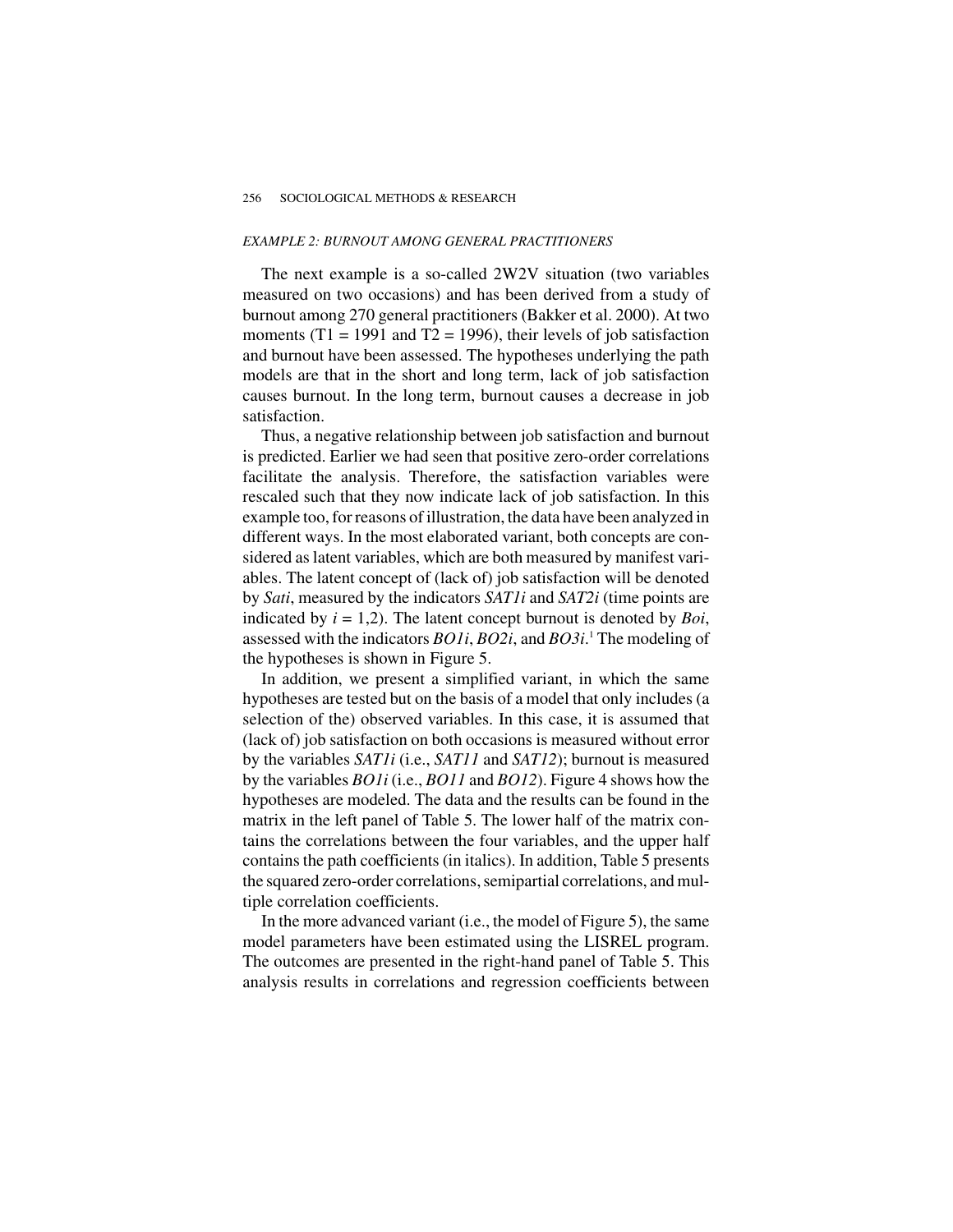### EXAMPLE 2: BURNOUT AMONG GENERAL PRACTITIONERS

The next example is a so-called 2W2V situation (two variables measured on two occasions) and has been derived from a study of burnout among 270 general practitioners (Bakker et al. 2000). At two moments (T1 = 1991 and T2 = 1996), their levels of job satisfaction and burnout have been assessed. The hypotheses underlying the path models are that in the short and long term, lack of job satisfaction causes burnout. In the long term, burnout causes a decrease in job satisfaction.

Thus, a negative relationship between job satisfaction and burnout is predicted. Earlier we had seen that positive zero-order correlations facilitate the analysis. Therefore, the satisfaction variables were rescaled such that they now indicate lack of job satisfaction. In this example too, for reasons of illustration, the data have been analyzed in different ways. In the most elaborated variant, both concepts are considered as latent variables, which are both measured by manifest variables. The latent concept of (lack of) job satisfaction will be denoted by *Sati*, measured by the indicators *SAT1i* and *SAT2i* (time points are indicated by $i = 1,2$). The latent concept burnout is denoted by *Boi*, assessed with the indicators *BO1i*, *BO2i*, and *BO3i*.[1] The modeling of the hypotheses is shown in Figure 5.

In addition, we present a simplified variant, in which the same hypotheses are tested but on the basis of a model that only includes (a selection of the) observed variables. In this case, it is assumed that (lack of) job satisfaction on both occasions is measured without error by the variables *SAT1i* (i.e., *SAT11* and *SAT12*); burnout is measured by the variables *BO1i* (i.e., *BO11* and *BO12*). Figure 4 shows how the hypotheses are modeled. The data and the results can be found in the matrix in the left panel of Table 5. The lower half of the matrix contains the correlations between the four variables, and the upper half contains the path coefficients (in italics). In addition, Table 5 presents the squared zero-order correlations, semipartial correlations, and multiple correlation coefficients.

In the more advanced variant (i.e., the model of Figure 5), the same model parameters have been estimated using the LISREL program. The outcomes are presented in the right-hand panel of Table 5. This analysis results in correlations and regression coefficients between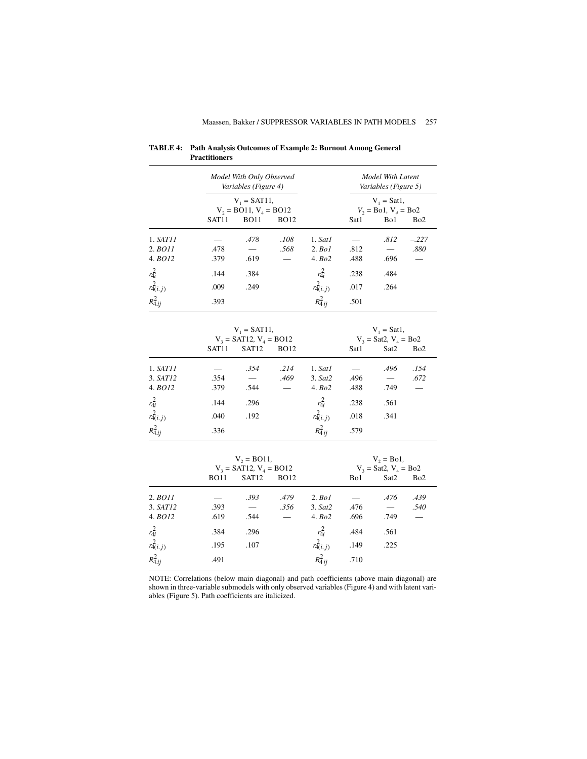**TABLE 4: Path Analysis Outcomes of Example 2: Burnout Among General Practitioners**

| | *Model With Only Observed Variables (Figure 4)* | | | | *Model With Latent Variables (Figure 5)* | | |
|---|---|---|---|---|---|---|---|
| | $V_1$ = SAT11, $V_2$ = BO11, $V_4$ = BO12 | | | | $V_1$ = Sat1, $V_2$ = Bo1, $V_4$ = Bo2 | | |
| | SAT11 | BO11 | BO12 | | Sat1 | Bo1 | Bo2 |
| 1. *SAT11* | — | *.478* | *.108* | 1. *Sat1* | — | *.812* | *–.227* |
| 2. *BO11* | .478 | — | *.568* | 2. *Bo1* | .812 | — | *.880* |
| 4. *BO12* | .379 | .619 | — | 4. *Bo2* | .488 | .696 | — |
| $r^2_{4i}$ | .144 | .384 | | $r^2_{4i}$ | .238 | .484 | |
| $r^2_{4(i.j)}$ | .009 | .249 | | $r^2_{4(i.j)}$ | .017 | .264 | |
| $R^2_{4.ij}$ | .393 | | | $R^2_{4.ij}$ | .501 | | |
| | $V_1$ = SAT11, $V_3$ = SAT12, $V_4$ = BO12 | | | | $V_1$ = Sat1, $V_3$ = Sat2, $V_4$ = Bo2 | | |
| | SAT11 | SAT12 | BO12 | | Sat1 | Sat2 | Bo2 |
| 1. *SAT11* | — | *.354* | *.214* | 1. *Sat1* | — | *.496* | *.154* |
| 3. *SAT12* | .354 | — | *.469* | 3. *Sat2* | .496 | — | *.672* |
| 4. *BO12* | .379 | .544 | — | 4. *Bo2* | .488 | .749 | — |
| $r^2_{4i}$ | .144 | .296 | | $r^2_{4i}$ | .238 | .561 | |
| $r^2_{4(i.j)}$ | .040 | .192 | | $r^2_{4(i.j)}$ | .018 | .341 | |
| $R^2_{4.ij}$ | .336 | | | $R^2_{4.ij}$ | .579 | | |
| | $V_2$ = BO11, $V_3$ = SAT12, $V_4$ = BO12 | | | | $V_2$ = Bo1, $V_3$ = Sat2, $V_4$ = Bo2 | | |
| | BO11 | SAT12 | BO12 | | Bo1 | Sat2 | Bo2 |
| 2. *BO11* | — | *.393* | *.479* | 2. *Bo1* | — | *.476* | *.439* |
| 3. *SAT12* | .393 | — | *.356* | 3. *Sat2* | .476 | — | *.540* |
| 4. *BO12* | .619 | .544 | — | 4. *Bo2* | .696 | .749 | — |
| $r^2_{4i}$ | .384 | .296 | | $r^2_{4i}$ | .484 | .561 | |
| $r^2_{4(i.j)}$ | .195 | .107 | | $r^2_{4(i.j)}$ | .149 | .225 | |
| $R^2_{4.ij}$ | .491 | | | $R^2_{4.ij}$ | .710 | | |

NOTE: Correlations (below main diagonal) and path coefficients (above main diagonal) are shown in three-variable submodels with only observed variables (Figure 4) and with latent variables (Figure 5). Path coefficients are italicized.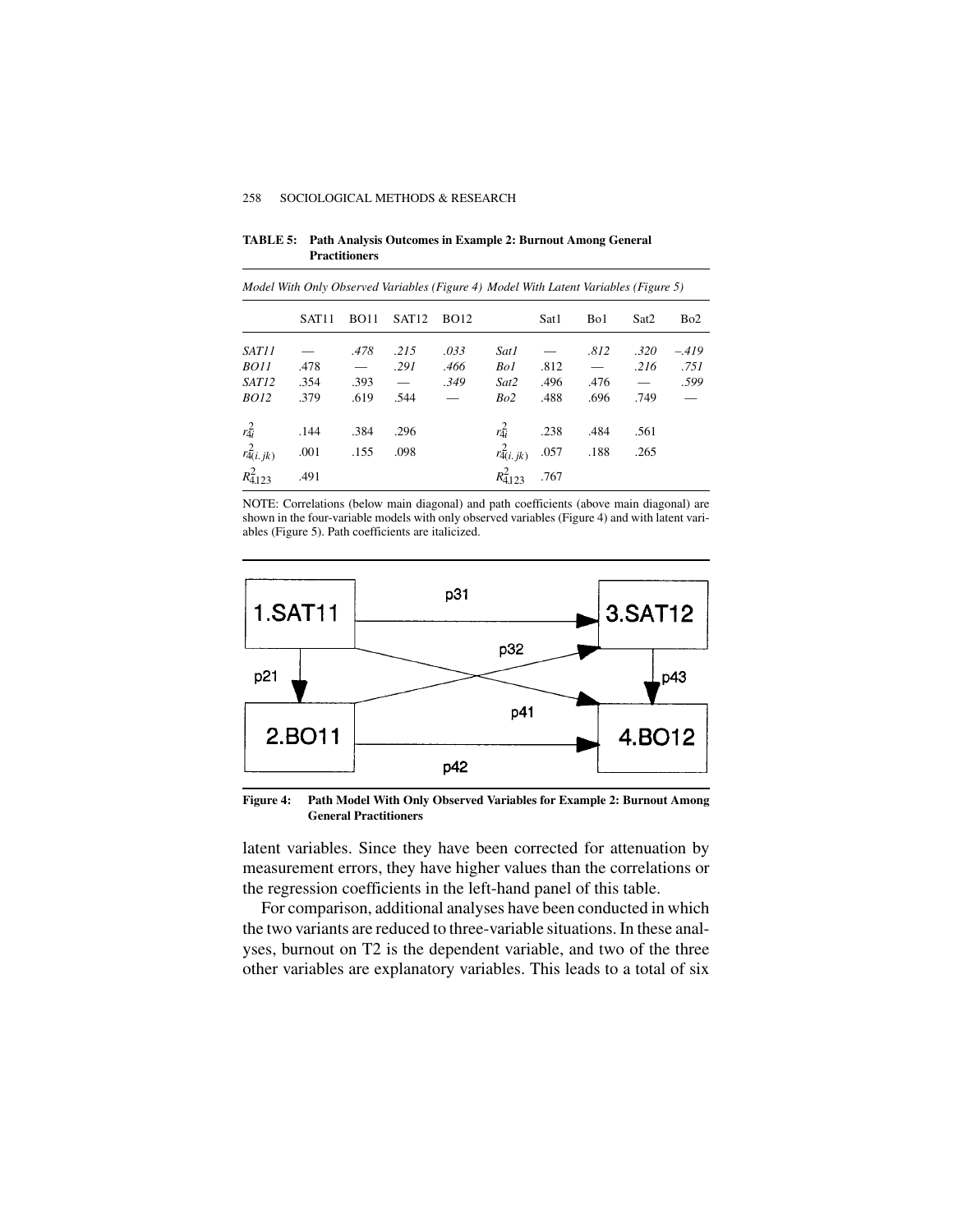**TABLE 5: Path Analysis Outcomes in Example 2: Burnout Among General Practitioners**

| *Model With Only Observed Variables (Figure 4)* | | | | | *Model With Latent Variables (Figure 5)* | | | | |
|---|---|---|---|---|---|---|---|---|---|
| | SAT11 | BO11 | SAT12 | BO12 | | Sat1 | Bo1 | Sat2 | Bo2 |
| *SAT11* | — | *.478* | *.215* | *.033* | *Sat1* | — | *.812* | *.320* | *–.419* |
| *BO11* | .478 | — | *.291* | *.466* | *Bo1* | .812 | — | *.216* | *.751* |
| *SAT12* | .354 | .393 | — | *.349* | *Sat2* | .496 | .476 | — | *.599* |
| *BO12* | .379 | .619 | .544 | — | *Bo2* | .488 | .696 | .749 | — |
| $r^2_{4i}$ | .144 | .384 | .296 | | $r^2_{4i}$ | .238 | .484 | .561 | |
| $r^2_{4(i.jk)}$ | .001 | .155 | .098 | | $r^2_{4(i.jk)}$ | .057 | .188 | .265 | |
| $R^2_{4.123}$ | .491 | | | | $R^2_{4.123}$ | .767 | | | |

NOTE: Correlations (below main diagonal) and path coefficients (above main diagonal) are shown in the four-variable models with only observed variables (Figure 4) and with latent variables (Figure 5). Path coefficients are italicized.

**Figure 4: Path Model With Only Observed Variables for Example 2: Burnout Among General Practitioners**

latent variables. Since they have been corrected for attenuation by measurement errors, they have higher values than the correlations or the regression coefficients in the left-hand panel of this table.

For comparison, additional analyses have been conducted in which the two variants are reduced to three-variable situations. In these analyses, burnout on T2 is the dependent variable, and two of the three other variables are explanatory variables. This leads to a total of six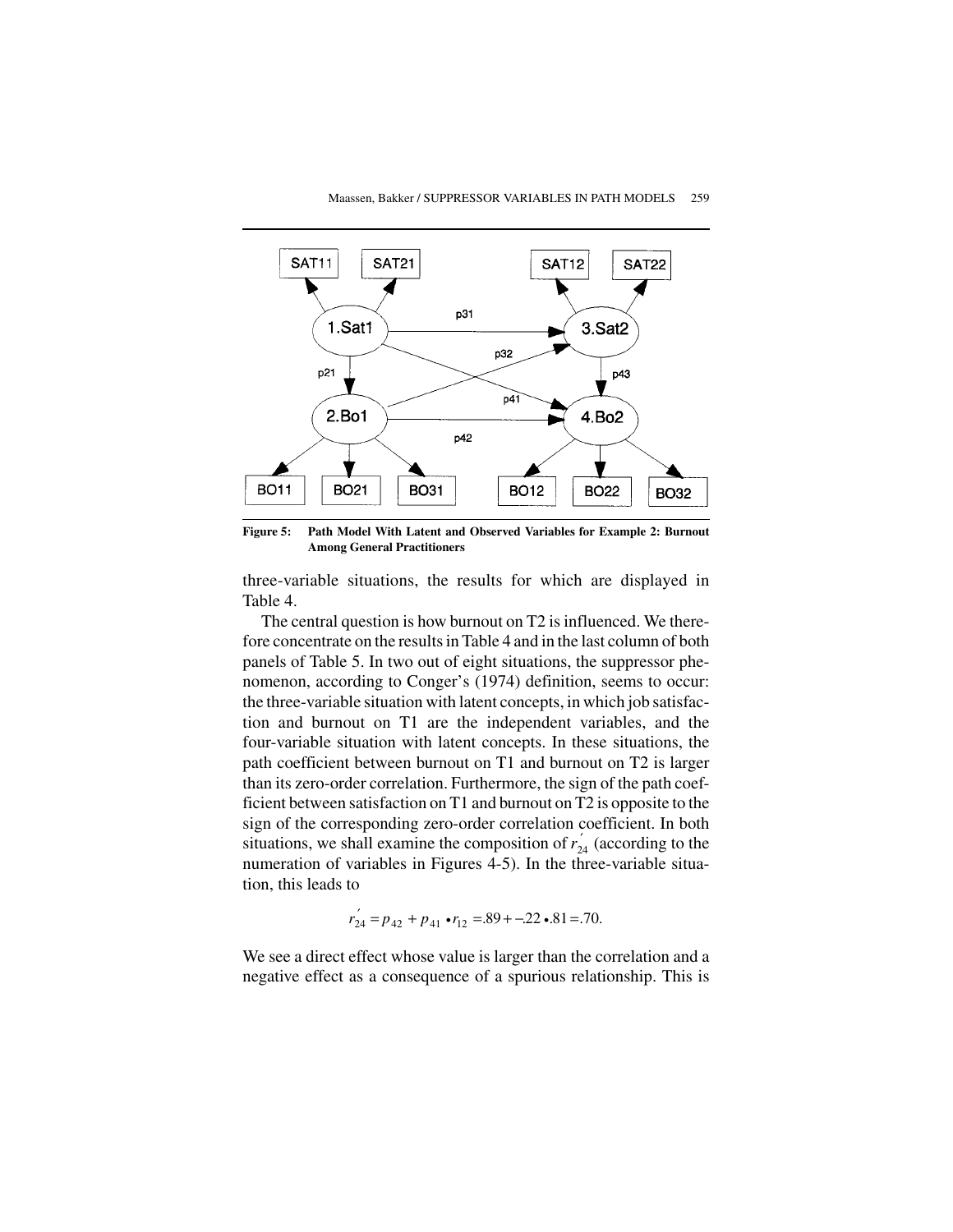**Figure 5: Path Model With Latent and Observed Variables for Example 2: Burnout Among General Practitioners**

three-variable situations, the results for which are displayed in Table 4.

The central question is how burnout on T2 is influenced. We therefore concentrate on the results in Table 4 and in the last column of both panels of Table 5. In two out of eight situations, the suppressor phenomenon, according to Conger's (1974) definition, seems to occur: the three-variable situation with latent concepts, in which job satisfaction and burnout on T1 are the independent variables, and the four-variable situation with latent concepts. In these situations, the path coefficient between burnout on T1 and burnout on T2 is larger than its zero-order correlation. Furthermore, the sign of the path coefficient between satisfaction on T1 and burnout on T2 is opposite to the sign of the corresponding zero-order correlation coefficient. In both situations, we shall examine the composition of $r'_{24}$ (according to the numeration of variables in Figures 4-5). In the three-variable situation, this leads to

$$r'_{24} = p_{42} + p_{41} \bullet r_{12} = .89 + -.22 \bullet .81 = .70.$$

We see a direct effect whose value is larger than the correlation and a negative effect as a consequence of a spurious relationship. This is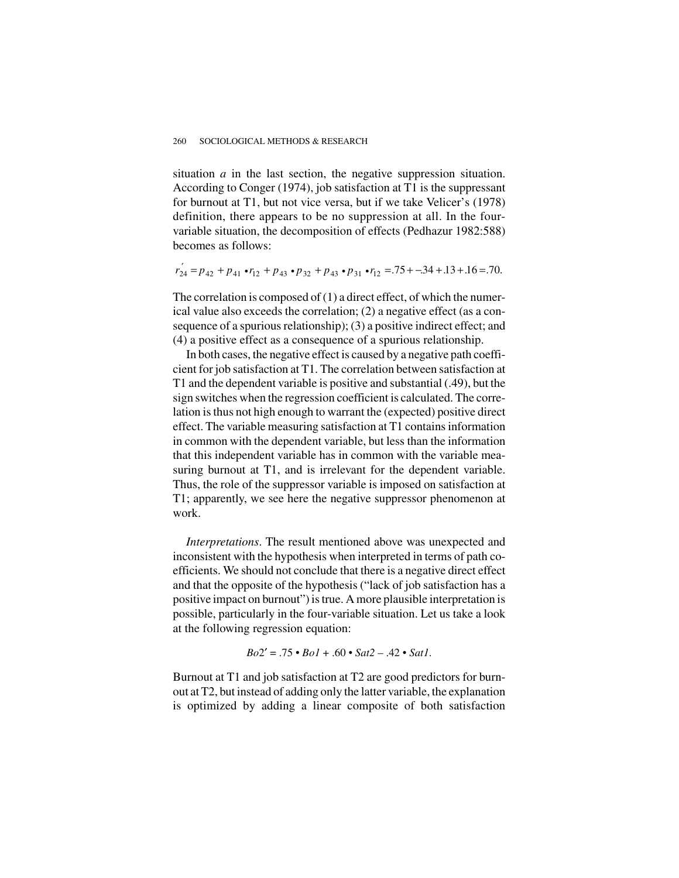situation *a* in the last section, the negative suppression situation. According to Conger (1974), job satisfaction at T1 is the suppressant for burnout at T1, but not vice versa, but if we take Velicer's (1978) definition, there appears to be no suppression at all. In the four-variable situation, the decomposition of effects (Pedhazur 1982:588) becomes as follows:

$$r'_{24} = p_{42} + p_{41} \bullet r_{12} + p_{43} \bullet p_{32} + p_{43} \bullet p_{31} \bullet r_{12} = .75 + -.34 + .13 + .16 = .70.$$

The correlation is composed of (1) a direct effect, of which the numerical value also exceeds the correlation; (2) a negative effect (as a consequence of a spurious relationship); (3) a positive indirect effect; and (4) a positive effect as a consequence of a spurious relationship.

In both cases, the negative effect is caused by a negative path coefficient for job satisfaction at T1. The correlation between satisfaction at T1 and the dependent variable is positive and substantial (.49), but the sign switches when the regression coefficient is calculated. The correlation is thus not high enough to warrant the (expected) positive direct effect. The variable measuring satisfaction at T1 contains information in common with the dependent variable, but less than the information that this independent variable has in common with the variable measuring burnout at T1, and is irrelevant for the dependent variable. Thus, the role of the suppressor variable is imposed on satisfaction at T1; apparently, we see here the negative suppressor phenomenon at work.

*Interpretations*. The result mentioned above was unexpected and inconsistent with the hypothesis when interpreted in terms of path coefficients. We should not conclude that there is a negative direct effect and that the opposite of the hypothesis ("lack of job satisfaction has a positive impact on burnout") is true. A more plausible interpretation is possible, particularly in the four-variable situation. Let us take a look at the following regression equation:

$$Bo2' = .75 \bullet Bo1 + .60 \bullet Sat2 - .42 \bullet Sat1.$$

Burnout at T1 and job satisfaction at T2 are good predictors for burnout at T2, but instead of adding only the latter variable, the explanation is optimized by adding a linear composite of both satisfaction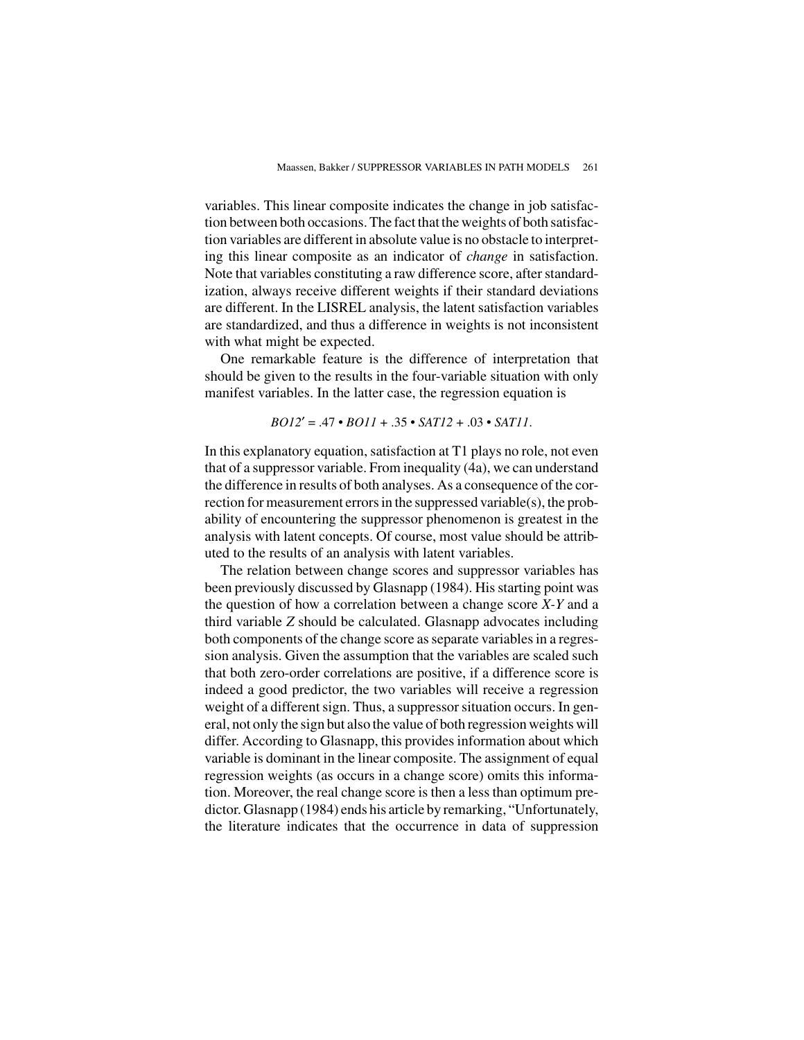variables. This linear composite indicates the change in job satisfaction between both occasions. The fact that the weights of both satisfaction variables are different in absolute value is no obstacle to interpreting this linear composite as an indicator of *change* in satisfaction. Note that variables constituting a raw difference score, after standardization, always receive different weights if their standard deviations are different. In the LISREL analysis, the latent satisfaction variables are standardized, and thus a difference in weights is not inconsistent with what might be expected.

One remarkable feature is the difference of interpretation that should be given to the results in the four-variable situation with only manifest variables. In the latter case, the regression equation is

$$BO12' = .47 \bullet BO11 + .35 \bullet SAT12 + .03 \bullet SAT11.$$

In this explanatory equation, satisfaction at T1 plays no role, not even that of a suppressor variable. From inequality (4a), we can understand the difference in results of both analyses. As a consequence of the correction for measurement errors in the suppressed variable(s), the probability of encountering the suppressor phenomenon is greatest in the analysis with latent concepts. Of course, most value should be attributed to the results of an analysis with latent variables.

The relation between change scores and suppressor variables has been previously discussed by Glasnapp (1984). His starting point was the question of how a correlation between a change score $X$-$Y$ and a third variable $Z$ should be calculated. Glasnapp advocates including both components of the change score as separate variables in a regression analysis. Given the assumption that the variables are scaled such that both zero-order correlations are positive, if a difference score is indeed a good predictor, the two variables will receive a regression weight of a different sign. Thus, a suppressor situation occurs. In general, not only the sign but also the value of both regression weights will differ. According to Glasnapp, this provides information about which variable is dominant in the linear composite. The assignment of equal regression weights (as occurs in a change score) omits this information. Moreover, the real change score is then a less than optimum predictor. Glasnapp (1984) ends his article by remarking, "Unfortunately, the literature indicates that the occurrence in data of suppression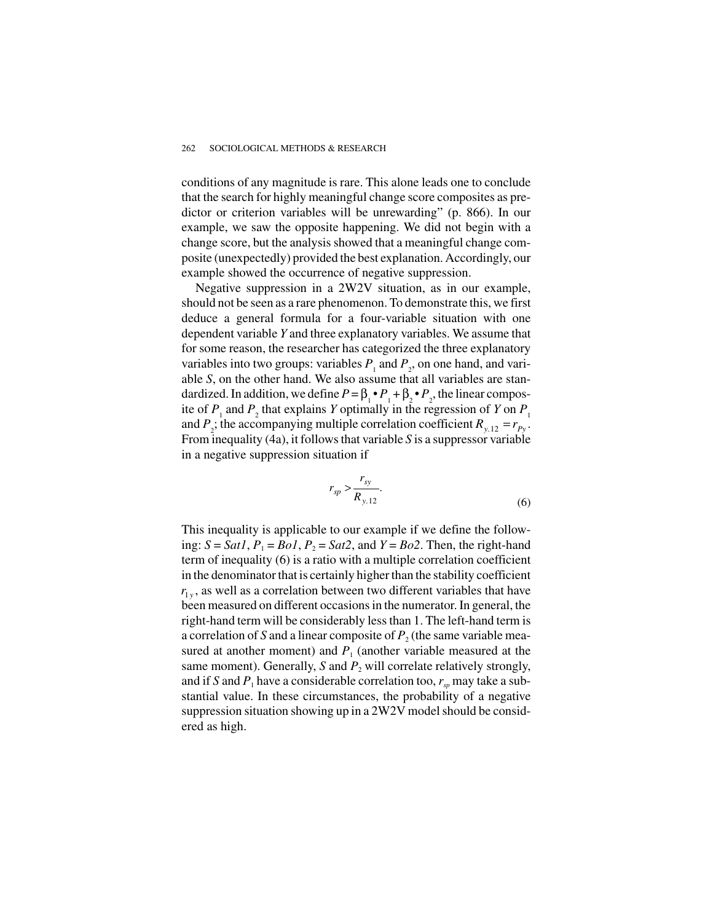conditions of any magnitude is rare. This alone leads one to conclude that the search for highly meaningful change score composites as predictor or criterion variables will be unrewarding" (p. 866). In our example, we saw the opposite happening. We did not begin with a change score, but the analysis showed that a meaningful change composite (unexpectedly) provided the best explanation. Accordingly, our example showed the occurrence of negative suppression.

Negative suppression in a 2W2V situation, as in our example, should not be seen as a rare phenomenon. To demonstrate this, we first deduce a general formula for a four-variable situation with one dependent variable *Y* and three explanatory variables. We assume that for some reason, the researcher has categorized the three explanatory variables into two groups: variables $P_1$ and $P_2$, on one hand, and variable *S*, on the other hand. We also assume that all variables are standardized. In addition, we define $P = \beta_1 \bullet P_1 + \beta_2 \bullet P_2$, the linear composite of $P_1$ and $P_2$ that explains *Y* optimally in the regression of *Y* on $P_1$ and $P_2$; the accompanying multiple correlation coefficient $R_{y.12} = r_{Py}$. From inequality (4a), it follows that variable *S* is a suppressor variable in a negative suppression situation if

$$r_{sp} > \frac{r_{sy}}{R_{y.12}}. \tag{6}$$

This inequality is applicable to our example if we define the following: $S = Sat1$, $P_1 = Bo1$, $P_2 = Sat2$, and $Y = Bo2$. Then, the right-hand term of inequality (6) is a ratio with a multiple correlation coefficient in the denominator that is certainly higher than the stability coefficient $r_{1y}$, as well as a correlation between two different variables that have been measured on different occasions in the numerator. In general, the right-hand term will be considerably less than 1. The left-hand term is a correlation of *S* and a linear composite of $P_2$ (the same variable measured at another moment) and $P_1$ (another variable measured at the same moment). Generally, *S* and $P_2$ will correlate relatively strongly, and if *S* and $P_1$ have a considerable correlation too, $r_{sp}$ may take a substantial value. In these circumstances, the probability of a negative suppression situation showing up in a 2W2V model should be considered as high.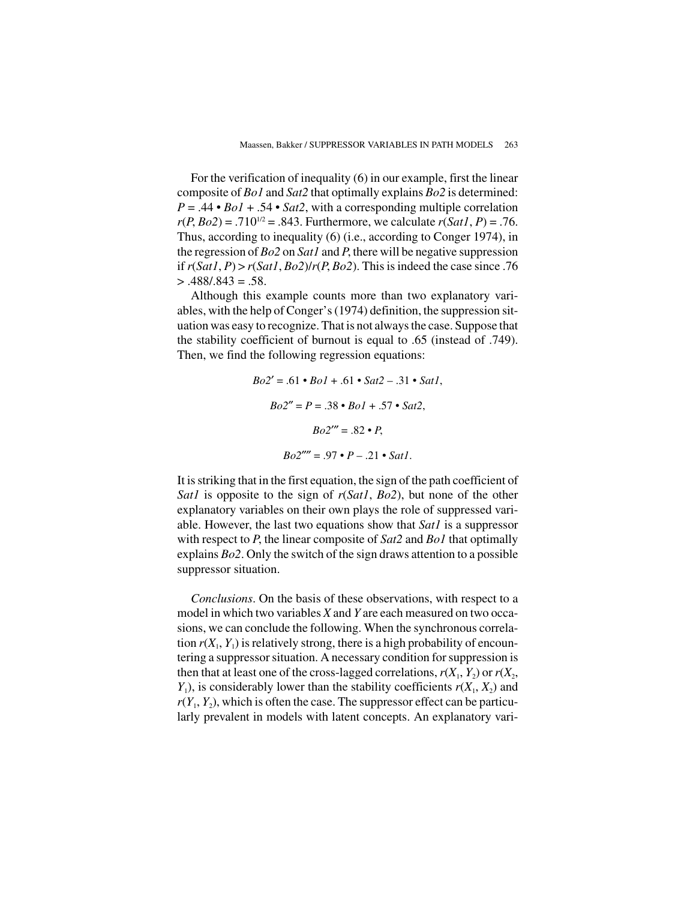For the verification of inequality (6) in our example, first the linear composite of *Bo1* and *Sat2* that optimally explains *Bo2* is determined: $P = .44 \bullet Bo1 + .54 \bullet Sat2$, with a corresponding multiple correlation $r(P, Bo2) = .710^{1/2} = .843$. Furthermore, we calculate $r(Sat1, P) = .76$. Thus, according to inequality (6) (i.e., according to Conger 1974), in the regression of *Bo2* on *Sat1* and *P*, there will be negative suppression if $r(Sat1, P) > r(Sat1, Bo2)/r(P, Bo2)$. This is indeed the case since $.76 > .488/.843 = .58$.

Although this example counts more than two explanatory variables, with the help of Conger's (1974) definition, the suppression situation was easy to recognize. That is not always the case. Suppose that the stability coefficient of burnout is equal to .65 (instead of .749). Then, we find the following regression equations:

$$Bo2' = .61 \bullet Bo1 + .61 \bullet Sat2 - .31 \bullet Sat1,$$

$$Bo2'' = P = .38 \bullet Bo1 + .57 \bullet Sat2,$$

$$Bo2''' = .82 \bullet P,$$

$$Bo2'''' = .97 \bullet P - .21 \bullet Sat1.$$

It is striking that in the first equation, the sign of the path coefficient of *Sat1* is opposite to the sign of $r(Sat1, Bo2)$, but none of the other explanatory variables on their own plays the role of suppressed variable. However, the last two equations show that *Sat1* is a suppressor with respect to *P*, the linear composite of *Sat2* and *Bo1* that optimally explains *Bo2*. Only the switch of the sign draws attention to a possible suppressor situation.

*Conclusions*. On the basis of these observations, with respect to a model in which two variables *X* and *Y* are each measured on two occasions, we can conclude the following. When the synchronous correlation $r(X_1, Y_1)$ is relatively strong, there is a high probability of encountering a suppressor situation. A necessary condition for suppression is then that at least one of the cross-lagged correlations, $r(X_1, Y_2)$ or $r(X_2, Y_1)$, is considerably lower than the stability coefficients $r(X_1, X_2)$ and $r(Y_1, Y_2)$, which is often the case. The suppressor effect can be particularly prevalent in models with latent concepts. An explanatory vari-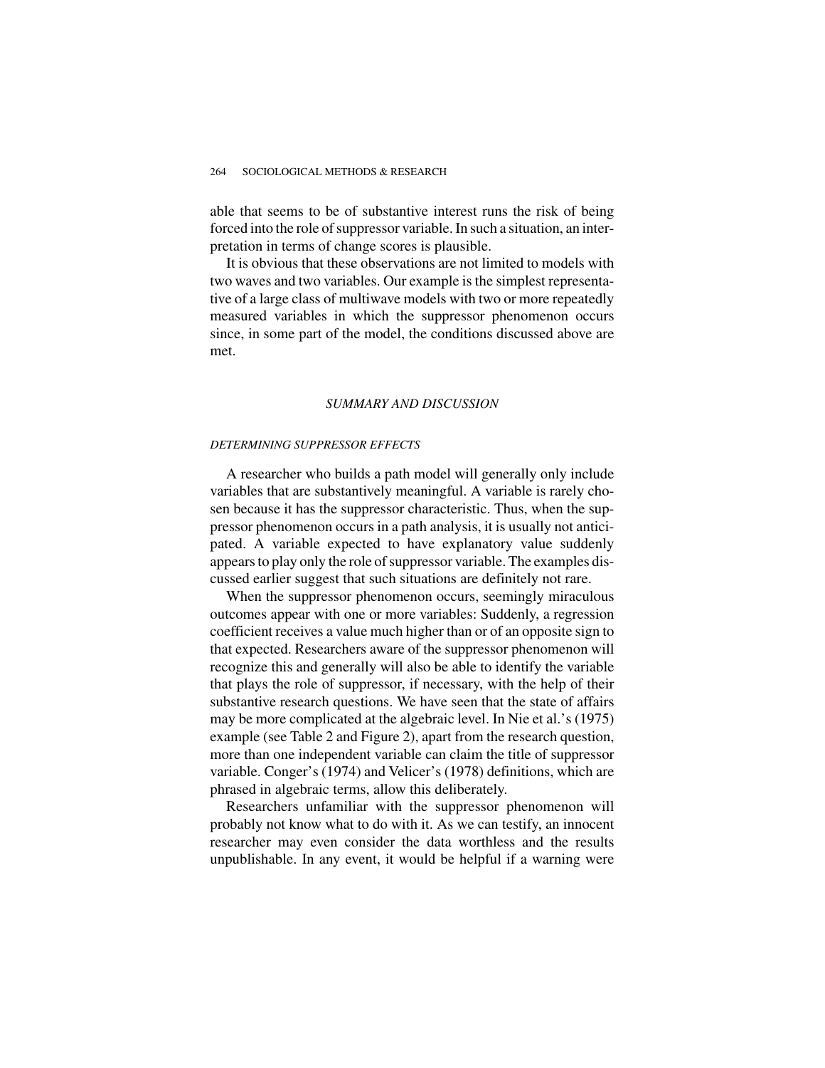able that seems to be of substantive interest runs the risk of being forced into the role of suppressor variable. In such a situation, an interpretation in terms of change scores is plausible.

It is obvious that these observations are not limited to models with two waves and two variables. Our example is the simplest representative of a large class of multiwave models with two or more repeatedly measured variables in which the suppressor phenomenon occurs since, in some part of the model, the conditions discussed above are met.

## *SUMMARY AND DISCUSSION*

### *DETERMINING SUPPRESSOR EFFECTS*

A researcher who builds a path model will generally only include variables that are substantively meaningful. A variable is rarely chosen because it has the suppressor characteristic. Thus, when the suppressor phenomenon occurs in a path analysis, it is usually not anticipated. A variable expected to have explanatory value suddenly appears to play only the role of suppressor variable. The examples discussed earlier suggest that such situations are definitely not rare.

When the suppressor phenomenon occurs, seemingly miraculous outcomes appear with one or more variables: Suddenly, a regression coefficient receives a value much higher than or of an opposite sign to that expected. Researchers aware of the suppressor phenomenon will recognize this and generally will also be able to identify the variable that plays the role of suppressor, if necessary, with the help of their substantive research questions. We have seen that the state of affairs may be more complicated at the algebraic level. In Nie et al.'s (1975) example (see Table 2 and Figure 2), apart from the research question, more than one independent variable can claim the title of suppressor variable. Conger's (1974) and Velicer's (1978) definitions, which are phrased in algebraic terms, allow this deliberately.

Researchers unfamiliar with the suppressor phenomenon will probably not know what to do with it. As we can testify, an innocent researcher may even consider the data worthless and the results unpublishable. In any event, it would be helpful if a warning were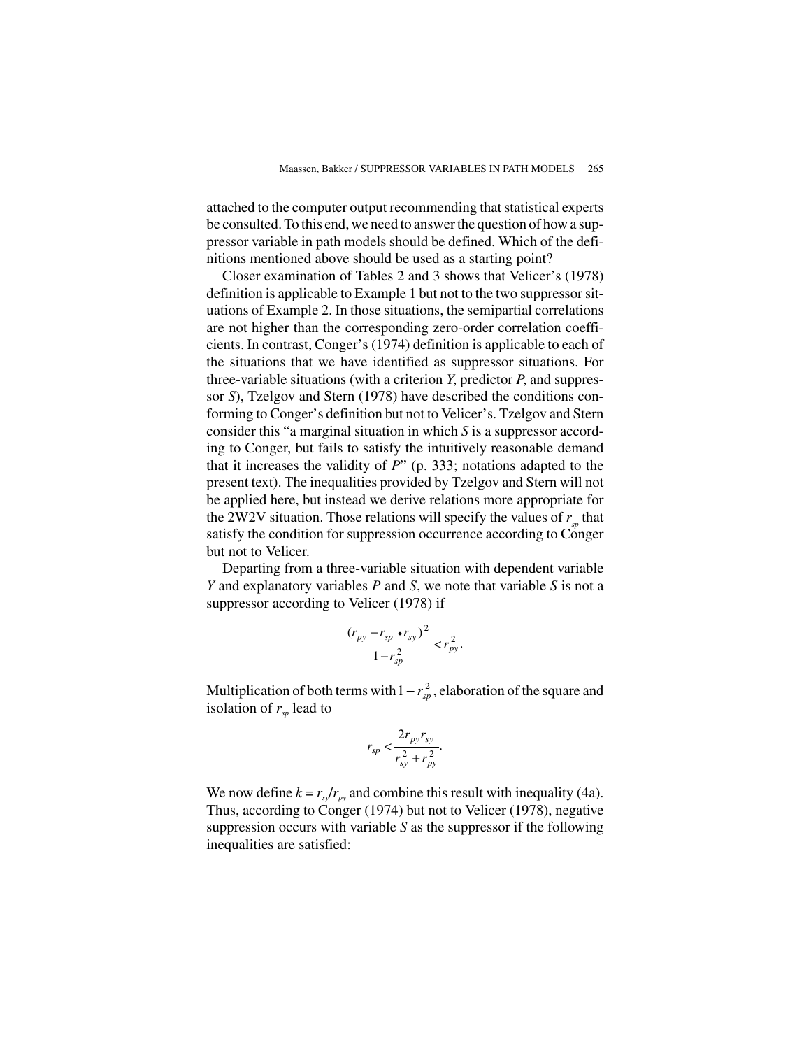attached to the computer output recommending that statistical experts be consulted. To this end, we need to answer the question of how a suppressor variable in path models should be defined. Which of the definitions mentioned above should be used as a starting point?

Closer examination of Tables 2 and 3 shows that Velicer's (1978) definition is applicable to Example 1 but not to the two suppressor situations of Example 2. In those situations, the semipartial correlations are not higher than the corresponding zero-order correlation coefficients. In contrast, Conger's (1974) definition is applicable to each of the situations that we have identified as suppressor situations. For three-variable situations (with a criterion *Y*, predictor *P*, and suppressor *S*), Tzelgov and Stern (1978) have described the conditions conforming to Conger's definition but not to Velicer's. Tzelgov and Stern consider this "a marginal situation in which *S* is a suppressor according to Conger, but fails to satisfy the intuitively reasonable demand that it increases the validity of *P*" (p. 333; notations adapted to the present text). The inequalities provided by Tzelgov and Stern will not be applied here, but instead we derive relations more appropriate for the 2W2V situation. Those relations will specify the values of $r_{sp}$ that satisfy the condition for suppression occurrence according to Conger but not to Velicer.

Departing from a three-variable situation with dependent variable *Y* and explanatory variables *P* and *S*, we note that variable *S* is not a suppressor according to Velicer (1978) if

$$\frac{(r_{py} - r_{sp} \bullet r_{sy})^2}{1 - r_{sp}^2} < r_{py}^2.$$

Multiplication of both terms with $1 - r_{sp}^2$, elaboration of the square and isolation of $r_{sp}$ lead to

$$r_{sp} < \frac{2 r_{py} r_{sy}}{r_{sy}^2 + r_{py}^2}.$$

We now define $k = r_{sy}/r_{py}$ and combine this result with inequality (4a). Thus, according to Conger (1974) but not to Velicer (1978), negative suppression occurs with variable *S* as the suppressor if the following inequalities are satisfied: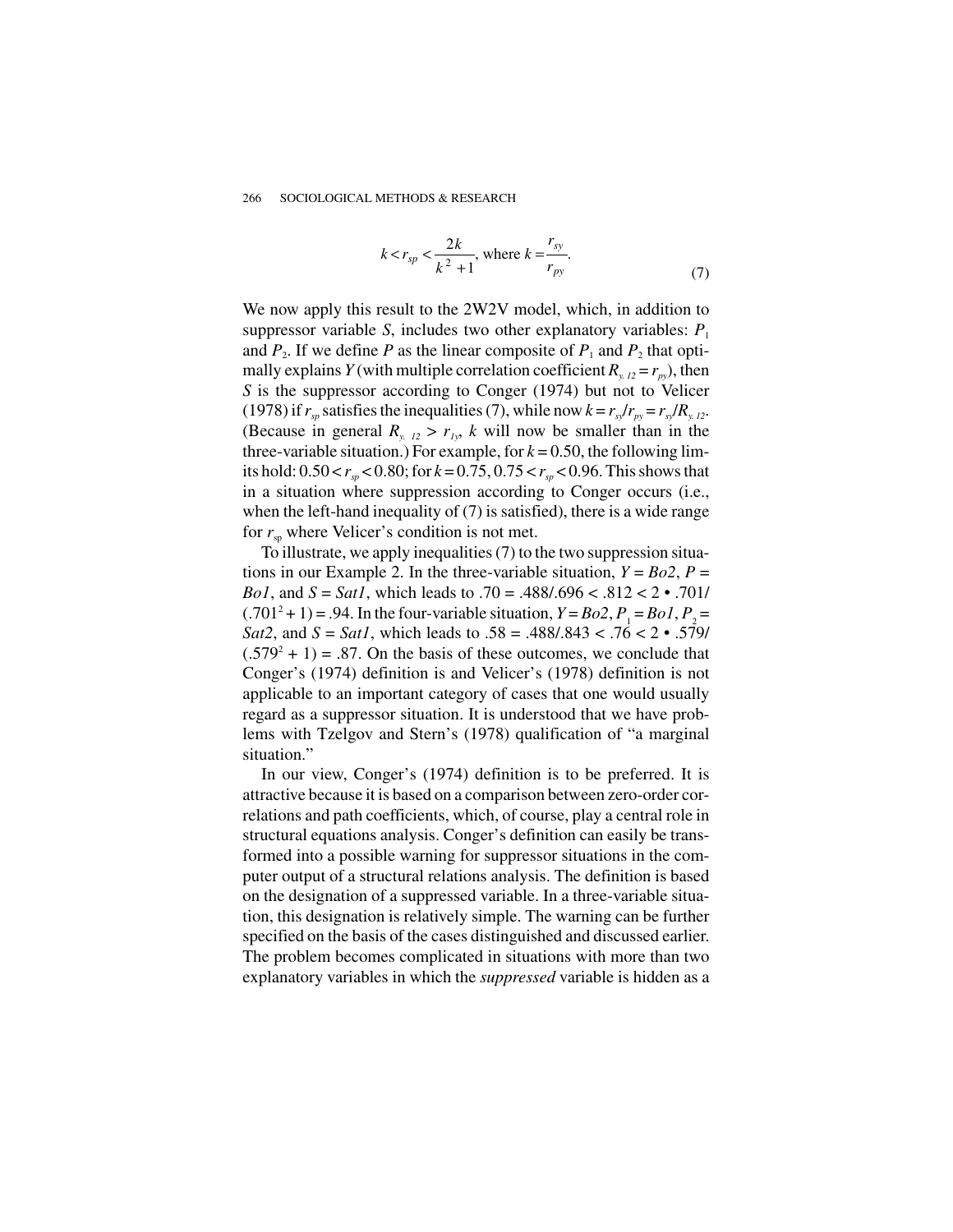$$k < r_{sp} < \frac{2k}{k^2 + 1}, \text{ where } k = \frac{r_{sy}}{r_{py}}. \tag{7}$$

We now apply this result to the 2W2V model, which, in addition to suppressor variable *S*, includes two other explanatory variables: $P_1$ and $P_2$. If we define *P* as the linear composite of $P_1$ and $P_2$ that optimally explains *Y* (with multiple correlation coefficient $R_{y.12} = r_{py}$), then *S* is the suppressor according to Conger (1974) but not to Velicer (1978) if $r_{sp}$ satisfies the inequalities (7), while now $k = r_{sy}/r_{py} = r_{sy}/R_{y.12}$. (Because in general $R_{y.12} > r_{1y}$, *k* will now be smaller than in the three-variable situation.) For example, for $k = 0.50$, the following limits hold: $0.50 < r_{sp} < 0.80$; for $k = 0.75$, $0.75 < r_{sp} < 0.96$. This shows that in a situation where suppression according to Conger occurs (i.e., when the left-hand inequality of (7) is satisfied), there is a wide range for $r_{sp}$ where Velicer's condition is not met.

To illustrate, we apply inequalities (7) to the two suppression situations in our Example 2. In the three-variable situation, *Y* = *Bo2*, *P* = *Bo1*, and *S* = *Sat1*, which leads to $.70 = .488/.696 < .812 < 2 \cdot .701/(.701^2 + 1) = .94$. In the four-variable situation, *Y* = *Bo2*, $P_1$ = *Bo1*, $P_2$ = *Sat2*, and *S* = *Sat1*, which leads to $.58 = .488/.843 < .76 < 2 \cdot .579/(.579^2 + 1) = .87$. On the basis of these outcomes, we conclude that Conger's (1974) definition is and Velicer's (1978) definition is not applicable to an important category of cases that one would usually regard as a suppressor situation. It is understood that we have problems with Tzelgov and Stern's (1978) qualification of "a marginal situation."

In our view, Conger's (1974) definition is to be preferred. It is attractive because it is based on a comparison between zero-order correlations and path coefficients, which, of course, play a central role in structural equations analysis. Conger's definition can easily be transformed into a possible warning for suppressor situations in the computer output of a structural relations analysis. The definition is based on the designation of a suppressed variable. In a three-variable situation, this designation is relatively simple. The warning can be further specified on the basis of the cases distinguished and discussed earlier. The problem becomes complicated in situations with more than two explanatory variables in which the *suppressed* variable is hidden as a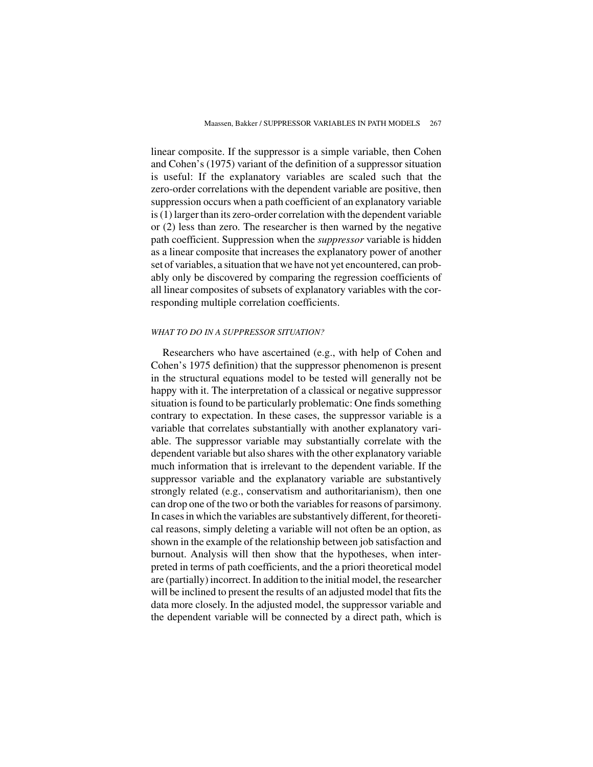linear composite. If the suppressor is a simple variable, then Cohen and Cohen's (1975) variant of the definition of a suppressor situation is useful: If the explanatory variables are scaled such that the zero-order correlations with the dependent variable are positive, then suppression occurs when a path coefficient of an explanatory variable is (1) larger than its zero-order correlation with the dependent variable or (2) less than zero. The researcher is then warned by the negative path coefficient. Suppression when the *suppressor* variable is hidden as a linear composite that increases the explanatory power of another set of variables, a situation that we have not yet encountered, can probably only be discovered by comparing the regression coefficients of all linear composites of subsets of explanatory variables with the corresponding multiple correlation coefficients.

### *WHAT TO DO IN A SUPPRESSOR SITUATION?*

Researchers who have ascertained (e.g., with help of Cohen and Cohen's 1975 definition) that the suppressor phenomenon is present in the structural equations model to be tested will generally not be happy with it. The interpretation of a classical or negative suppressor situation is found to be particularly problematic: One finds something contrary to expectation. In these cases, the suppressor variable is a variable that correlates substantially with another explanatory variable. The suppressor variable may substantially correlate with the dependent variable but also shares with the other explanatory variable much information that is irrelevant to the dependent variable. If the suppressor variable and the explanatory variable are substantively strongly related (e.g., conservatism and authoritarianism), then one can drop one of the two or both the variables for reasons of parsimony. In cases in which the variables are substantively different, for theoretical reasons, simply deleting a variable will not often be an option, as shown in the example of the relationship between job satisfaction and burnout. Analysis will then show that the hypotheses, when interpreted in terms of path coefficients, and the a priori theoretical model are (partially) incorrect. In addition to the initial model, the researcher will be inclined to present the results of an adjusted model that fits the data more closely. In the adjusted model, the suppressor variable and the dependent variable will be connected by a direct path, which is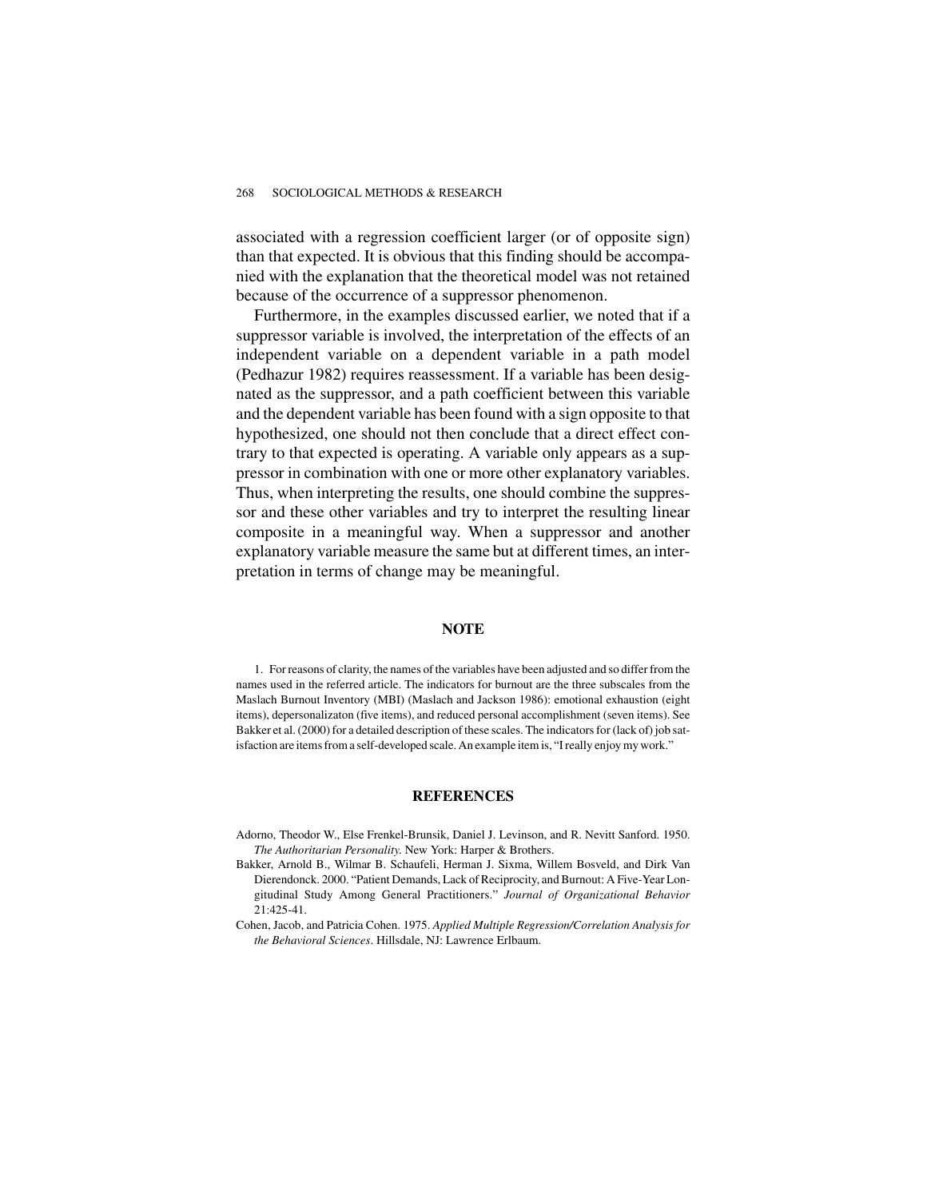associated with a regression coefficient larger (or of opposite sign) than that expected. It is obvious that this finding should be accompanied with the explanation that the theoretical model was not retained because of the occurrence of a suppressor phenomenon.

Furthermore, in the examples discussed earlier, we noted that if a suppressor variable is involved, the interpretation of the effects of an independent variable on a dependent variable in a path model (Pedhazur 1982) requires reassessment. If a variable has been designated as the suppressor, and a path coefficient between this variable and the dependent variable has been found with a sign opposite to that hypothesized, one should not then conclude that a direct effect contrary to that expected is operating. A variable only appears as a suppressor in combination with one or more other explanatory variables. Thus, when interpreting the results, one should combine the suppressor and these other variables and try to interpret the resulting linear composite in a meaningful way. When a suppressor and another explanatory variable measure the same but at different times, an interpretation in terms of change may be meaningful.

## NOTE

1. For reasons of clarity, the names of the variables have been adjusted and so differ from the names used in the referred article. The indicators for burnout are the three subscales from the Maslach Burnout Inventory (MBI) (Maslach and Jackson 1986): emotional exhaustion (eight items), depersonalizaton (five items), and reduced personal accomplishment (seven items). See Bakker et al. (2000) for a detailed description of these scales. The indicators for (lack of) job satisfaction are items from a self-developed scale. An example item is, "I really enjoy my work."

## REFERENCES

Adorno, Theodor W., Else Frenkel-Brunsik, Daniel J. Levinson, and R. Nevitt Sanford. 1950. *The Authoritarian Personality.* New York: Harper & Brothers.

Bakker, Arnold B., Wilmar B. Schaufeli, Herman J. Sixma, Willem Bosveld, and Dirk Van Dierendonck. 2000. "Patient Demands, Lack of Reciprocity, and Burnout: A Five-Year Longitudinal Study Among General Practitioners." *Journal of Organizational Behavior* 21:425-41.

Cohen, Jacob, and Patricia Cohen. 1975. *Applied Multiple Regression/Correlation Analysis for the Behavioral Sciences*. Hillsdale, NJ: Lawrence Erlbaum.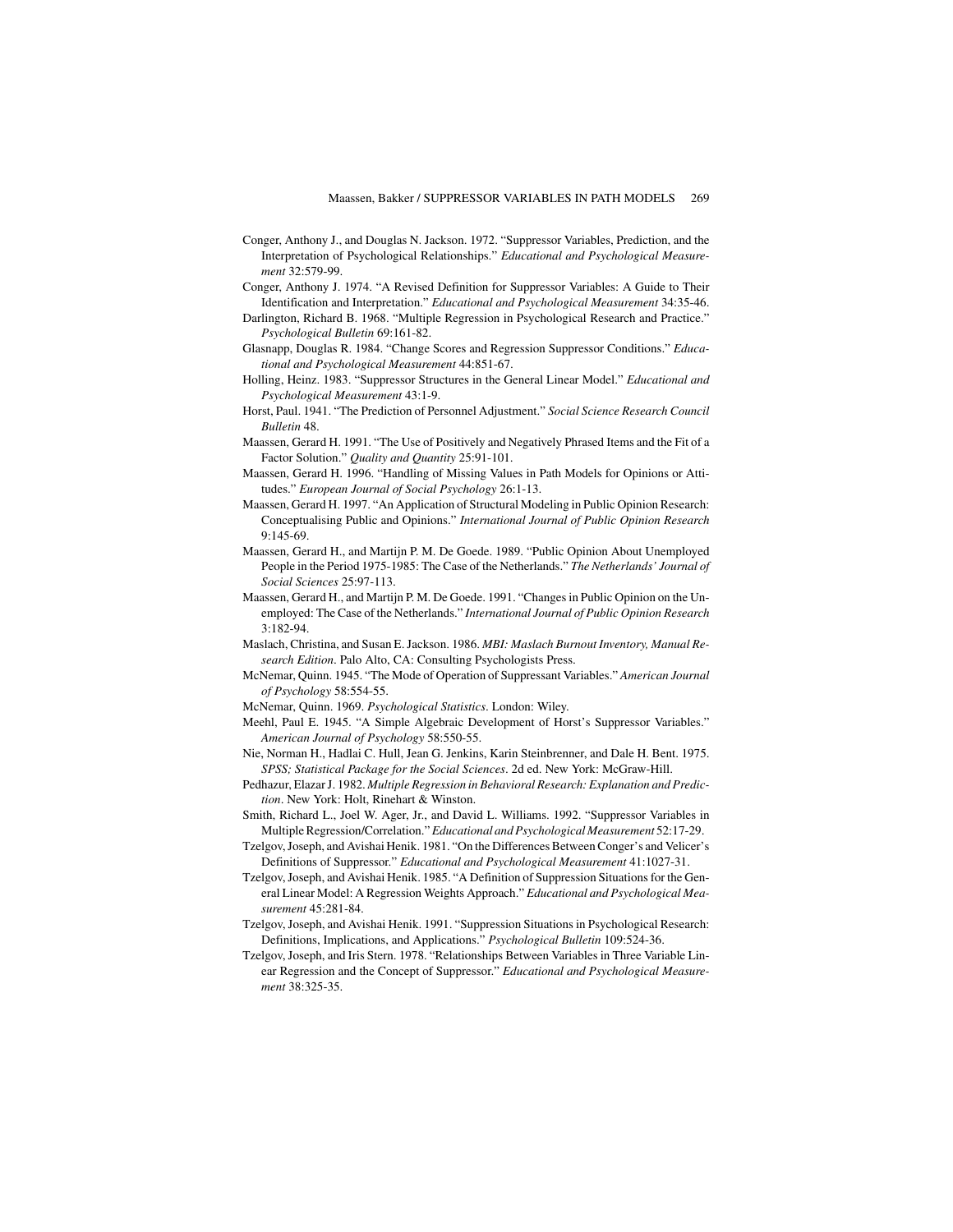Conger, Anthony J., and Douglas N. Jackson. 1972. “Suppressor Variables, Prediction, and the Interpretation of Psychological Relationships.” *Educational and Psychological Measurement* 32:579-99.

Conger, Anthony J. 1974. “A Revised Definition for Suppressor Variables: A Guide to Their Identification and Interpretation.” *Educational and Psychological Measurement* 34:35-46.

Darlington, Richard B. 1968. “Multiple Regression in Psychological Research and Practice.” *Psychological Bulletin* 69:161-82.

Glasnapp, Douglas R. 1984. “Change Scores and Regression Suppressor Conditions.” *Educational and Psychological Measurement* 44:851-67.

Holling, Heinz. 1983. “Suppressor Structures in the General Linear Model.” *Educational and Psychological Measurement* 43:1-9.

Horst, Paul. 1941. “The Prediction of Personnel Adjustment.” *Social Science Research Council Bulletin* 48.

Maassen, Gerard H. 1991. “The Use of Positively and Negatively Phrased Items and the Fit of a Factor Solution.” *Quality and Quantity* 25:91-101.

Maassen, Gerard H. 1996. “Handling of Missing Values in Path Models for Opinions or Attitudes.” *European Journal of Social Psychology* 26:1-13.

Maassen, Gerard H. 1997. “An Application of Structural Modeling in Public Opinion Research: Conceptualising Public and Opinions.” *International Journal of Public Opinion Research* 9:145-69.

Maassen, Gerard H., and Martijn P. M. De Goede. 1989. “Public Opinion About Unemployed People in the Period 1975-1985: The Case of the Netherlands.” *The Netherlands’ Journal of Social Sciences* 25:97-113.

Maassen, Gerard H., and Martijn P. M. De Goede. 1991. “Changes in Public Opinion on the Unemployed: The Case of the Netherlands.” *International Journal of Public Opinion Research* 3:182-94.

Maslach, Christina, and Susan E. Jackson. 1986. *MBI: Maslach Burnout Inventory, Manual Research Edition*. Palo Alto, CA: Consulting Psychologists Press.

McNemar, Quinn. 1945. “The Mode of Operation of Suppressant Variables.” *American Journal of Psychology* 58:554-55.

McNemar, Quinn. 1969. *Psychological Statistics*. London: Wiley.

Meehl, Paul E. 1945. “A Simple Algebraic Development of Horst’s Suppressor Variables.” *American Journal of Psychology* 58:550-55.

Nie, Norman H., Hadlai C. Hull, Jean G. Jenkins, Karin Steinbrenner, and Dale H. Bent. 1975. *SPSS; Statistical Package for the Social Sciences*. 2d ed. New York: McGraw-Hill.

Pedhazur, Elazar J. 1982. *Multiple Regression in Behavioral Research: Explanation and Prediction*. New York: Holt, Rinehart & Winston.

Smith, Richard L., Joel W. Ager, Jr., and David L. Williams. 1992. “Suppressor Variables in Multiple Regression/Correlation.” *Educational and Psychological Measurement* 52:17-29.

Tzelgov, Joseph, and Avishai Henik. 1981. “On the Differences Between Conger’s and Velicer’s Definitions of Suppressor.” *Educational and Psychological Measurement* 41:1027-31.

Tzelgov, Joseph, and Avishai Henik. 1985. “A Definition of Suppression Situations for the General Linear Model: A Regression Weights Approach.” *Educational and Psychological Measurement* 45:281-84.

Tzelgov, Joseph, and Avishai Henik. 1991. “Suppression Situations in Psychological Research: Definitions, Implications, and Applications.” *Psychological Bulletin* 109:524-36.

Tzelgov, Joseph, and Iris Stern. 1978. “Relationships Between Variables in Three Variable Linear Regression and the Concept of Suppressor.” *Educational and Psychological Measurement* 38:325-35.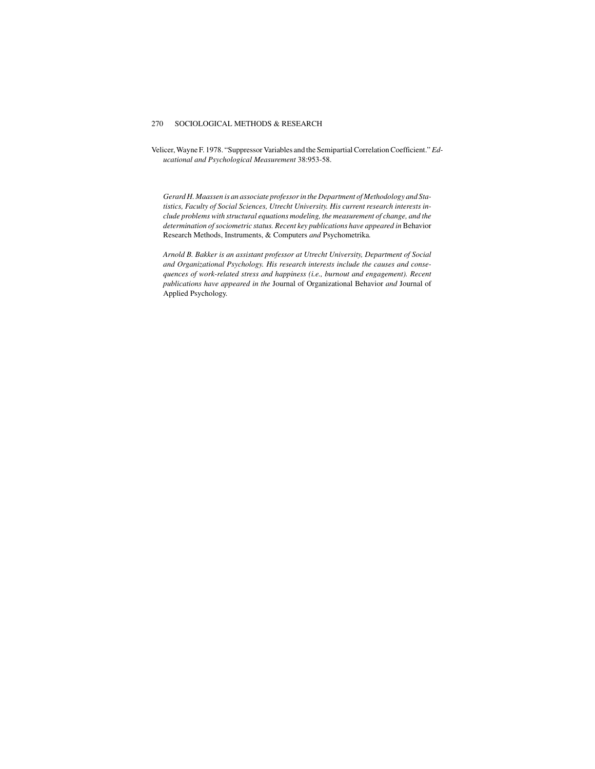Velicer, Wayne F. 1978. "Suppressor Variables and the Semipartial Correlation Coefficient." *Educational and Psychological Measurement* 38:953-58.

*Gerard H. Maassen is an associate professor in the Department of Methodology and Statistics, Faculty of Social Sciences, Utrecht University. His current research interests include problems with structural equations modeling, the measurement of change, and the determination of sociometric status. Recent key publications have appeared in* Behavior Research Methods, Instruments, & Computers *and* Psychometrika*.*

*Arnold B. Bakker is an assistant professor at Utrecht University, Department of Social and Organizational Psychology. His research interests include the causes and consequences of work-related stress and happiness (i.e., burnout and engagement). Recent publications have appeared in the* Journal of Organizational Behavior *and* Journal of Applied Psychology.